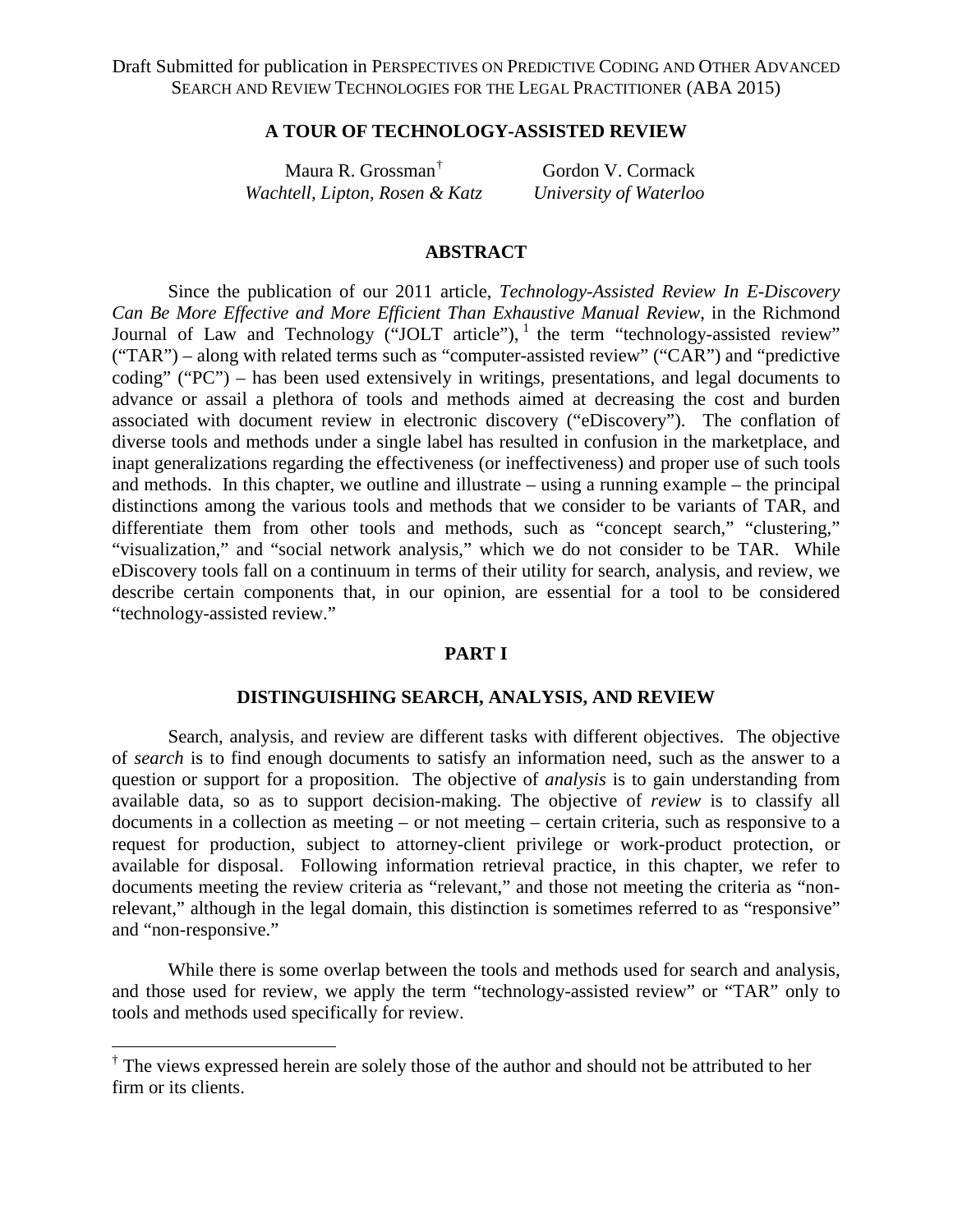Draft Submitted for publication in PERSPECTIVES ON PREDICTIVE CODING AND OTHER ADVANCED SEARCH AND REVIEW TECHNOLOGIES FOR THE LEGAL PRACTITIONER (ABA 2015)

# A TOUR OF TECHNOLOGY-ASSISTED REVIEW

Maura R. Grossman[†]
*Wachtell, Lipton, Rosen & Katz*

Gordon V. Cormack
*University of Waterloo*

## ABSTRACT

Since the publication of our 2011 article, *Technology-Assisted Review In E-Discovery Can Be More Effective and More Efficient Than Exhaustive Manual Review*, in the Richmond Journal of Law and Technology ("JOLT article"), [1] the term "technology-assisted review" ("TAR") – along with related terms such as "computer-assisted review" ("CAR") and "predictive coding" ("PC") – has been used extensively in writings, presentations, and legal documents to advance or assail a plethora of tools and methods aimed at decreasing the cost and burden associated with document review in electronic discovery ("eDiscovery"). The conflation of diverse tools and methods under a single label has resulted in confusion in the marketplace, and inapt generalizations regarding the effectiveness (or ineffectiveness) and proper use of such tools and methods. In this chapter, we outline and illustrate – using a running example – the principal distinctions among the various tools and methods that we consider to be variants of TAR, and differentiate them from other tools and methods, such as "concept search," "clustering," "visualization," and "social network analysis," which we do not consider to be TAR. While eDiscovery tools fall on a continuum in terms of their utility for search, analysis, and review, we describe certain components that, in our opinion, are essential for a tool to be considered "technology-assisted review."

## PART I

## DISTINGUISHING SEARCH, ANALYSIS, AND REVIEW

Search, analysis, and review are different tasks with different objectives. The objective of *search* is to find enough documents to satisfy an information need, such as the answer to a question or support for a proposition. The objective of *analysis* is to gain understanding from available data, so as to support decision-making. The objective of *review* is to classify all documents in a collection as meeting – or not meeting – certain criteria, such as responsive to a request for production, subject to attorney-client privilege or work-product protection, or available for disposal. Following information retrieval practice, in this chapter, we refer to documents meeting the review criteria as "relevant," and those not meeting the criteria as "non-relevant," although in the legal domain, this distinction is sometimes referred to as "responsive" and "non-responsive."

While there is some overlap between the tools and methods used for search and analysis, and those used for review, we apply the term "technology-assisted review" or "TAR" only to tools and methods used specifically for review.

---

[†] The views expressed herein are solely those of the author and should not be attributed to her firm or its clients.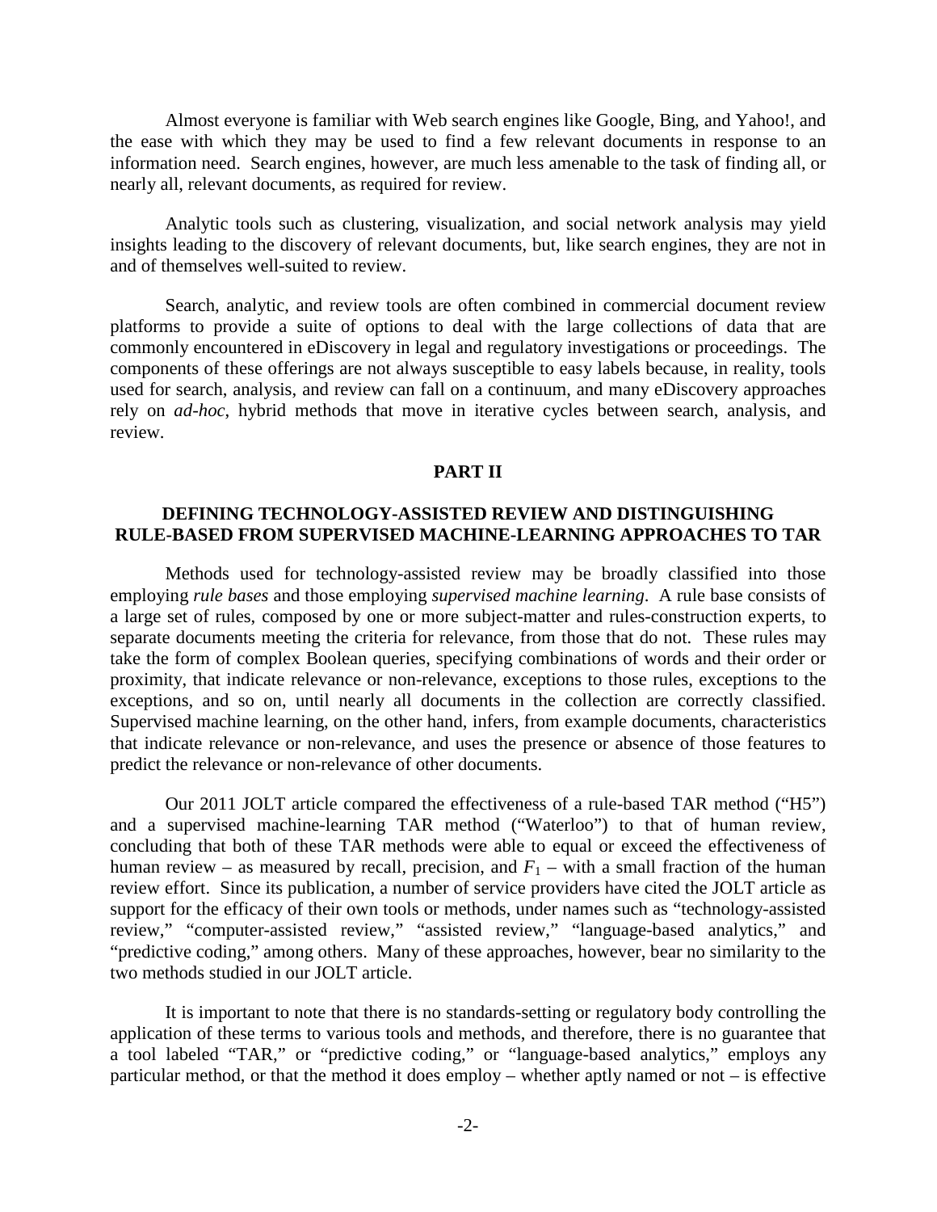Almost everyone is familiar with Web search engines like Google, Bing, and Yahoo!, and the ease with which they may be used to find a few relevant documents in response to an information need. Search engines, however, are much less amenable to the task of finding all, or nearly all, relevant documents, as required for review.

Analytic tools such as clustering, visualization, and social network analysis may yield insights leading to the discovery of relevant documents, but, like search engines, they are not in and of themselves well-suited to review.

Search, analytic, and review tools are often combined in commercial document review platforms to provide a suite of options to deal with the large collections of data that are commonly encountered in eDiscovery in legal and regulatory investigations or proceedings. The components of these offerings are not always susceptible to easy labels because, in reality, tools used for search, analysis, and review can fall on a continuum, and many eDiscovery approaches rely on *ad-hoc*, hybrid methods that move in iterative cycles between search, analysis, and review.

## PART II

## DEFINING TECHNOLOGY-ASSISTED REVIEW AND DISTINGUISHING RULE-BASED FROM SUPERVISED MACHINE-LEARNING APPROACHES TO TAR

Methods used for technology-assisted review may be broadly classified into those employing *rule bases* and those employing *supervised machine learning*. A rule base consists of a large set of rules, composed by one or more subject-matter and rules-construction experts, to separate documents meeting the criteria for relevance, from those that do not. These rules may take the form of complex Boolean queries, specifying combinations of words and their order or proximity, that indicate relevance or non-relevance, exceptions to those rules, exceptions to the exceptions, and so on, until nearly all documents in the collection are correctly classified. Supervised machine learning, on the other hand, infers, from example documents, characteristics that indicate relevance or non-relevance, and uses the presence or absence of those features to predict the relevance or non-relevance of other documents.

Our 2011 JOLT article compared the effectiveness of a rule-based TAR method ("H5") and a supervised machine-learning TAR method ("Waterloo") to that of human review, concluding that both of these TAR methods were able to equal or exceed the effectiveness of human review – as measured by recall, precision, and $F_1$ – with a small fraction of the human review effort. Since its publication, a number of service providers have cited the JOLT article as support for the efficacy of their own tools or methods, under names such as "technology-assisted review," "computer-assisted review," "assisted review," "language-based analytics," and "predictive coding," among others. Many of these approaches, however, bear no similarity to the two methods studied in our JOLT article.

It is important to note that there is no standards-setting or regulatory body controlling the application of these terms to various tools and methods, and therefore, there is no guarantee that a tool labeled "TAR," or "predictive coding," or "language-based analytics," employs any particular method, or that the method it does employ – whether aptly named or not – is effective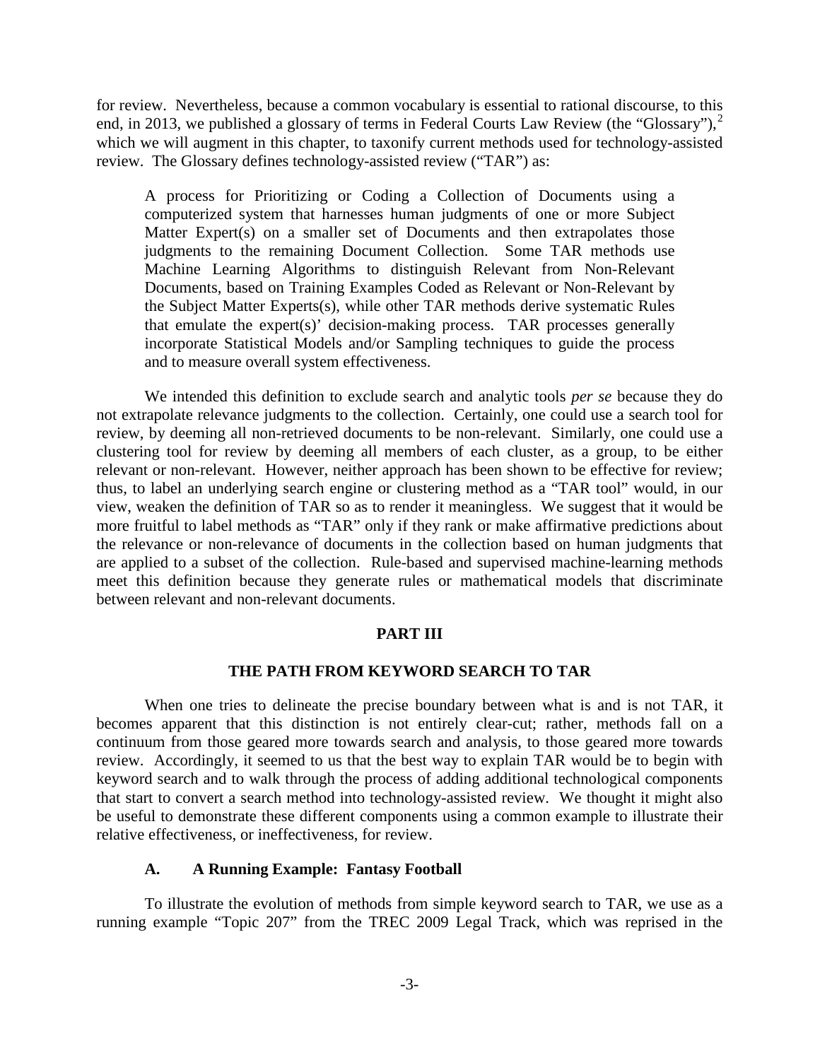for review. Nevertheless, because a common vocabulary is essential to rational discourse, to this end, in 2013, we published a glossary of terms in Federal Courts Law Review (the "Glossary"),[2] which we will augment in this chapter, to taxonify current methods used for technology-assisted review. The Glossary defines technology-assisted review ("TAR") as:

> A process for Prioritizing or Coding a Collection of Documents using a computerized system that harnesses human judgments of one or more Subject Matter Expert(s) on a smaller set of Documents and then extrapolates those judgments to the remaining Document Collection. Some TAR methods use Machine Learning Algorithms to distinguish Relevant from Non-Relevant Documents, based on Training Examples Coded as Relevant or Non-Relevant by the Subject Matter Experts(s), while other TAR methods derive systematic Rules that emulate the expert(s)' decision-making process. TAR processes generally incorporate Statistical Models and/or Sampling techniques to guide the process and to measure overall system effectiveness.

We intended this definition to exclude search and analytic tools *per se* because they do not extrapolate relevance judgments to the collection. Certainly, one could use a search tool for review, by deeming all non-retrieved documents to be non-relevant. Similarly, one could use a clustering tool for review by deeming all members of each cluster, as a group, to be either relevant or non-relevant. However, neither approach has been shown to be effective for review; thus, to label an underlying search engine or clustering method as a "TAR tool" would, in our view, weaken the definition of TAR so as to render it meaningless. We suggest that it would be more fruitful to label methods as "TAR" only if they rank or make affirmative predictions about the relevance or non-relevance of documents in the collection based on human judgments that are applied to a subset of the collection. Rule-based and supervised machine-learning methods meet this definition because they generate rules or mathematical models that discriminate between relevant and non-relevant documents.

## PART III

## THE PATH FROM KEYWORD SEARCH TO TAR

When one tries to delineate the precise boundary between what is and is not TAR, it becomes apparent that this distinction is not entirely clear-cut; rather, methods fall on a continuum from those geared more towards search and analysis, to those geared more towards review. Accordingly, it seemed to us that the best way to explain TAR would be to begin with keyword search and to walk through the process of adding additional technological components that start to convert a search method into technology-assisted review. We thought it might also be useful to demonstrate these different components using a common example to illustrate their relative effectiveness, or ineffectiveness, for review.

### A. A Running Example: Fantasy Football

To illustrate the evolution of methods from simple keyword search to TAR, we use as a running example "Topic 207" from the TREC 2009 Legal Track, which was reprised in the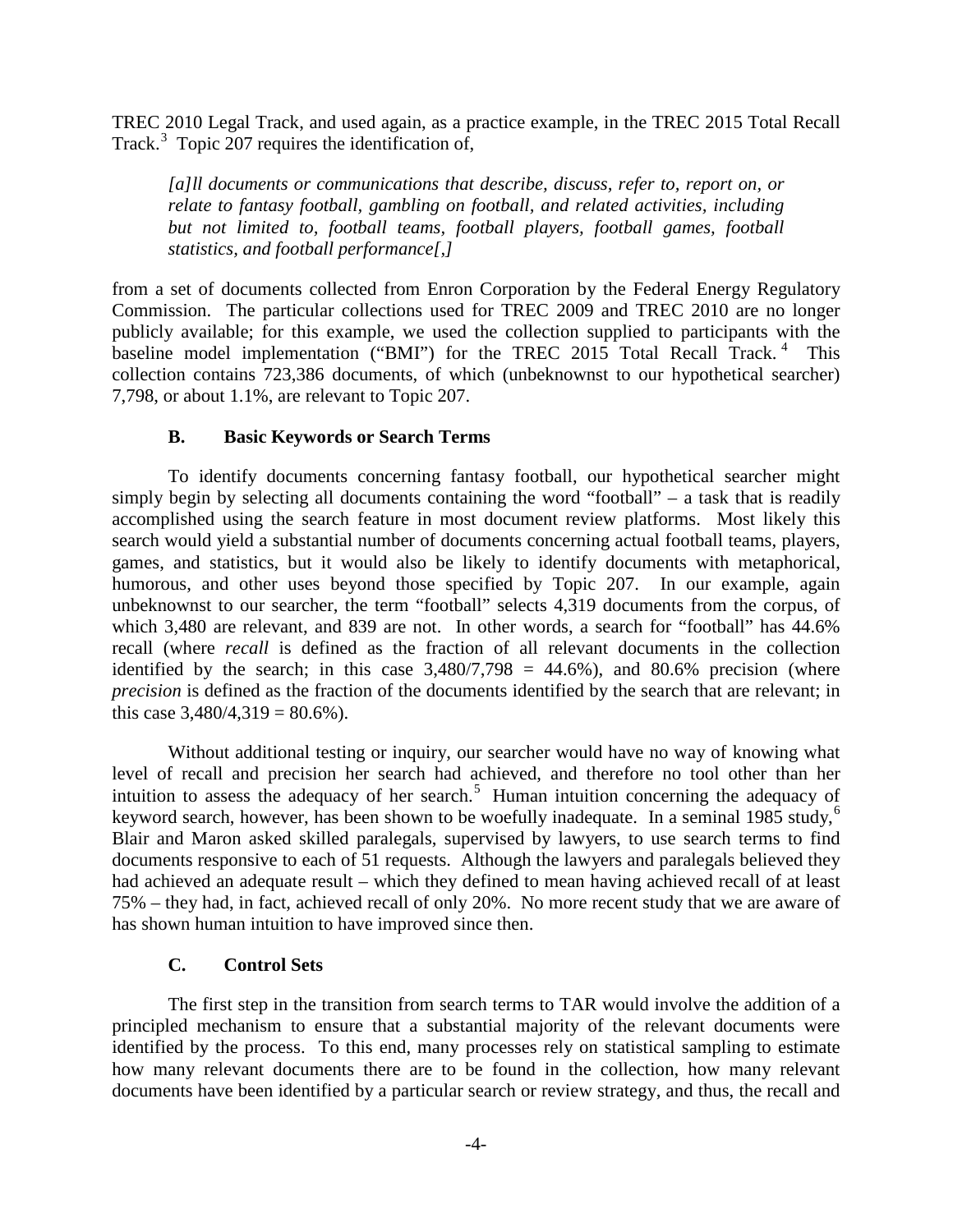TREC 2010 Legal Track, and used again, as a practice example, in the TREC 2015 Total Recall Track.[3] Topic 207 requires the identification of,

> *[a]ll documents or communications that describe, discuss, refer to, report on, or relate to fantasy football, gambling on football, and related activities, including but not limited to, football teams, football players, football games, football statistics, and football performance[,]*

from a set of documents collected from Enron Corporation by the Federal Energy Regulatory Commission. The particular collections used for TREC 2009 and TREC 2010 are no longer publicly available; for this example, we used the collection supplied to participants with the baseline model implementation ("BMI") for the TREC 2015 Total Recall Track.[4] This collection contains 723,386 documents, of which (unbeknownst to our hypothetical searcher) 7,798, or about 1.1%, are relevant to Topic 207.

### B. Basic Keywords or Search Terms

To identify documents concerning fantasy football, our hypothetical searcher might simply begin by selecting all documents containing the word "football" – a task that is readily accomplished using the search feature in most document review platforms. Most likely this search would yield a substantial number of documents concerning actual football teams, players, games, and statistics, but it would also be likely to identify documents with metaphorical, humorous, and other uses beyond those specified by Topic 207. In our example, again unbeknownst to our searcher, the term "football" selects 4,319 documents from the corpus, of which 3,480 are relevant, and 839 are not. In other words, a search for "football" has 44.6% recall (where *recall* is defined as the fraction of all relevant documents in the collection identified by the search; in this case 3,480/7,798 = 44.6%), and 80.6% precision (where *precision* is defined as the fraction of the documents identified by the search that are relevant; in this case 3,480/4,319 = 80.6%).

Without additional testing or inquiry, our searcher would have no way of knowing what level of recall and precision her search had achieved, and therefore no tool other than her intuition to assess the adequacy of her search.[5] Human intuition concerning the adequacy of keyword search, however, has been shown to be woefully inadequate. In a seminal 1985 study,[6] Blair and Maron asked skilled paralegals, supervised by lawyers, to use search terms to find documents responsive to each of 51 requests. Although the lawyers and paralegals believed they had achieved an adequate result – which they defined to mean having achieved recall of at least 75% – they had, in fact, achieved recall of only 20%. No more recent study that we are aware of has shown human intuition to have improved since then.

### C. Control Sets

The first step in the transition from search terms to TAR would involve the addition of a principled mechanism to ensure that a substantial majority of the relevant documents were identified by the process. To this end, many processes rely on statistical sampling to estimate how many relevant documents there are to be found in the collection, how many relevant documents have been identified by a particular search or review strategy, and thus, the recall and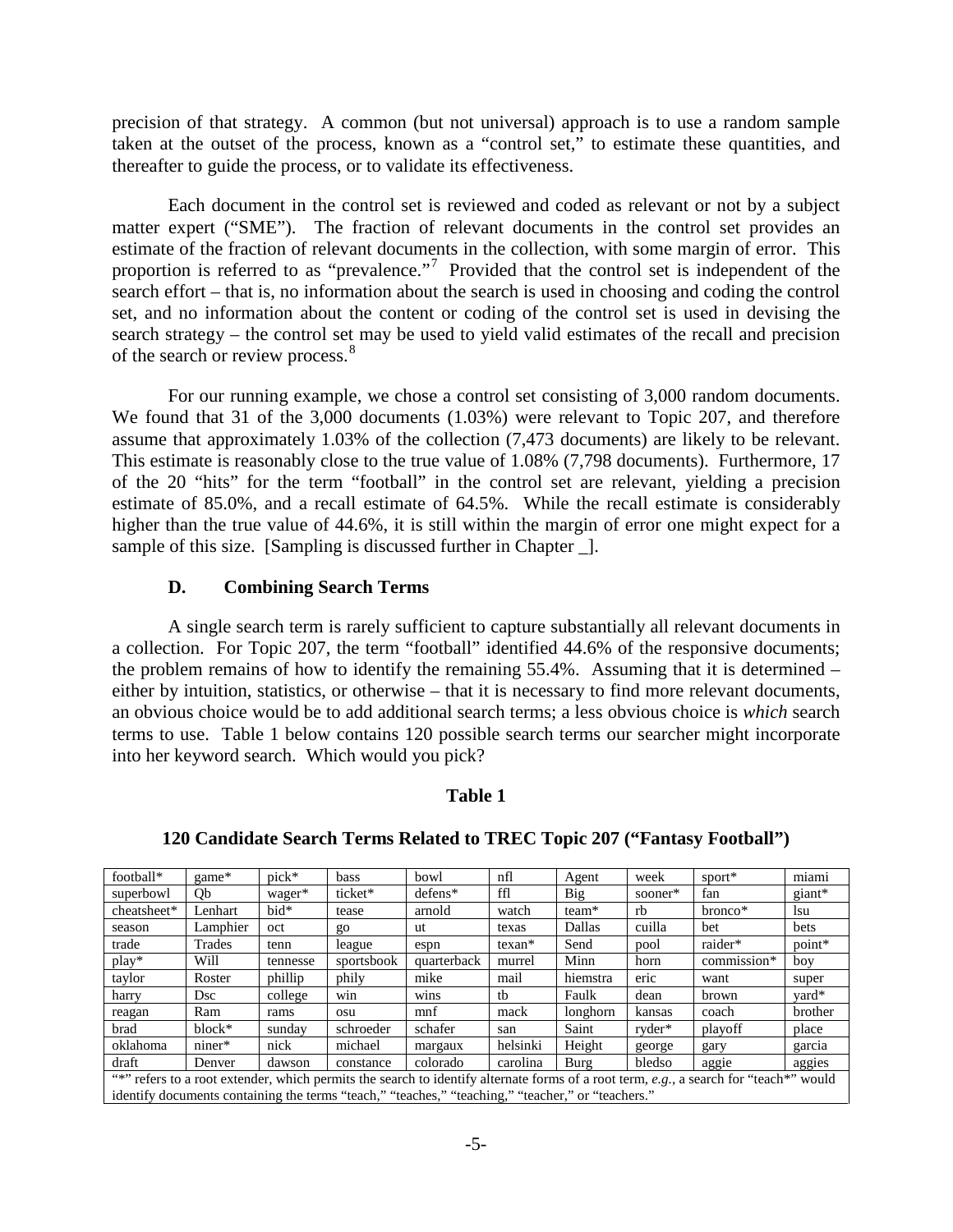precision of that strategy. A common (but not universal) approach is to use a random sample taken at the outset of the process, known as a "control set," to estimate these quantities, and thereafter to guide the process, or to validate its effectiveness.

Each document in the control set is reviewed and coded as relevant or not by a subject matter expert ("SME"). The fraction of relevant documents in the control set provides an estimate of the fraction of relevant documents in the collection, with some margin of error. This proportion is referred to as "prevalence."[7] Provided that the control set is independent of the search effort – that is, no information about the search is used in choosing and coding the control set, and no information about the content or coding of the control set is used in devising the search strategy – the control set may be used to yield valid estimates of the recall and precision of the search or review process.[8]

For our running example, we chose a control set consisting of 3,000 random documents. We found that 31 of the 3,000 documents (1.03%) were relevant to Topic 207, and therefore assume that approximately 1.03% of the collection (7,473 documents) are likely to be relevant. This estimate is reasonably close to the true value of 1.08% (7,798 documents). Furthermore, 17 of the 20 "hits" for the term "football" in the control set are relevant, yielding a precision estimate of 85.0%, and a recall estimate of 64.5%. While the recall estimate is considerably higher than the true value of 44.6%, it is still within the margin of error one might expect for a sample of this size. [Sampling is discussed further in Chapter _].

### D. Combining Search Terms

A single search term is rarely sufficient to capture substantially all relevant documents in a collection. For Topic 207, the term "football" identified 44.6% of the responsive documents; the problem remains of how to identify the remaining 55.4%. Assuming that it is determined – either by intuition, statistics, or otherwise – that it is necessary to find more relevant documents, an obvious choice would be to add additional search terms; a less obvious choice is *which* search terms to use. Table 1 below contains 120 possible search terms our searcher might incorporate into her keyword search. Which would you pick?

**Table 1**

**120 Candidate Search Terms Related to TREC Topic 207 ("Fantasy Football")**

| | | | | | | | | | |
|---|---|---|---|---|---|---|---|---|---|
| football* | game* | pick* | bass | bowl | nfl | Agent | week | sport* | miami |
| superbowl | Qb | wager* | ticket* | defens* | ffl | Big | sooner* | fan | giant* |
| cheatsheet* | Lenhart | bid* | tease | arnold | watch | team* | rb | bronco* | lsu |
| season | Lamphier | oct | go | ut | texas | Dallas | cuilla | bet | bets |
| trade | Trades | tenn | league | espn | texan* | Send | pool | raider* | point* |
| play* | Will | tennesse | sportsbook | quarterback | murrel | Minn | horn | commission* | boy |
| taylor | Roster | phillip | phily | mike | mail | hiemstra | eric | want | super |
| harry | Dsc | college | win | wins | tb | Faulk | dean | brown | yard* |
| reagan | Ram | rams | osu | mnf | mack | longhorn | kansas | coach | brother |
| brad | block* | sunday | schroeder | schafer | san | Saint | ryder* | playoff | place |
| oklahoma | niner* | nick | michael | margaux | helsinki | Height | george | gary | garcia |
| draft | Denver | dawson | constance | colorado | carolina | Burg | bledso | aggie | aggies |

"*" refers to a root extender, which permits the search to identify alternate forms of a root term, *e.g.*, a search for "teach*" would identify documents containing the terms "teach," "teaches," "teaching," "teacher," or "teachers."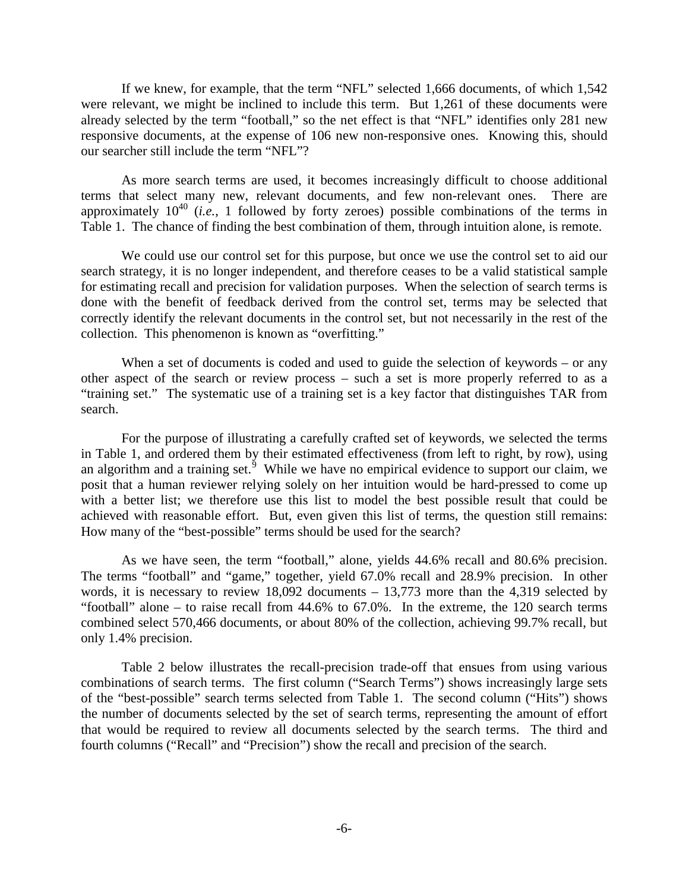If we knew, for example, that the term "NFL" selected 1,666 documents, of which 1,542 were relevant, we might be inclined to include this term. But 1,261 of these documents were already selected by the term "football," so the net effect is that "NFL" identifies only 281 new responsive documents, at the expense of 106 new non-responsive ones. Knowing this, should our searcher still include the term "NFL"?

As more search terms are used, it becomes increasingly difficult to choose additional terms that select many new, relevant documents, and few non-relevant ones. There are approximately $10^{40}$ (*i.e.*, 1 followed by forty zeroes) possible combinations of the terms in Table 1. The chance of finding the best combination of them, through intuition alone, is remote.

We could use our control set for this purpose, but once we use the control set to aid our search strategy, it is no longer independent, and therefore ceases to be a valid statistical sample for estimating recall and precision for validation purposes. When the selection of search terms is done with the benefit of feedback derived from the control set, terms may be selected that correctly identify the relevant documents in the control set, but not necessarily in the rest of the collection. This phenomenon is known as "overfitting."

When a set of documents is coded and used to guide the selection of keywords – or any other aspect of the search or review process – such a set is more properly referred to as a "training set." The systematic use of a training set is a key factor that distinguishes TAR from search.

For the purpose of illustrating a carefully crafted set of keywords, we selected the terms in Table 1, and ordered them by their estimated effectiveness (from left to right, by row), using an algorithm and a training set.[9] While we have no empirical evidence to support our claim, we posit that a human reviewer relying solely on her intuition would be hard-pressed to come up with a better list; we therefore use this list to model the best possible result that could be achieved with reasonable effort. But, even given this list of terms, the question still remains: How many of the "best-possible" terms should be used for the search?

As we have seen, the term "football," alone, yields 44.6% recall and 80.6% precision. The terms "football" and "game," together, yield 67.0% recall and 28.9% precision. In other words, it is necessary to review 18,092 documents – 13,773 more than the 4,319 selected by "football" alone – to raise recall from 44.6% to 67.0%. In the extreme, the 120 search terms combined select 570,466 documents, or about 80% of the collection, achieving 99.7% recall, but only 1.4% precision.

Table 2 below illustrates the recall-precision trade-off that ensues from using various combinations of search terms. The first column ("Search Terms") shows increasingly large sets of the "best-possible" search terms selected from Table 1. The second column ("Hits") shows the number of documents selected by the set of search terms, representing the amount of effort that would be required to review all documents selected by the search terms. The third and fourth columns ("Recall" and "Precision") show the recall and precision of the search.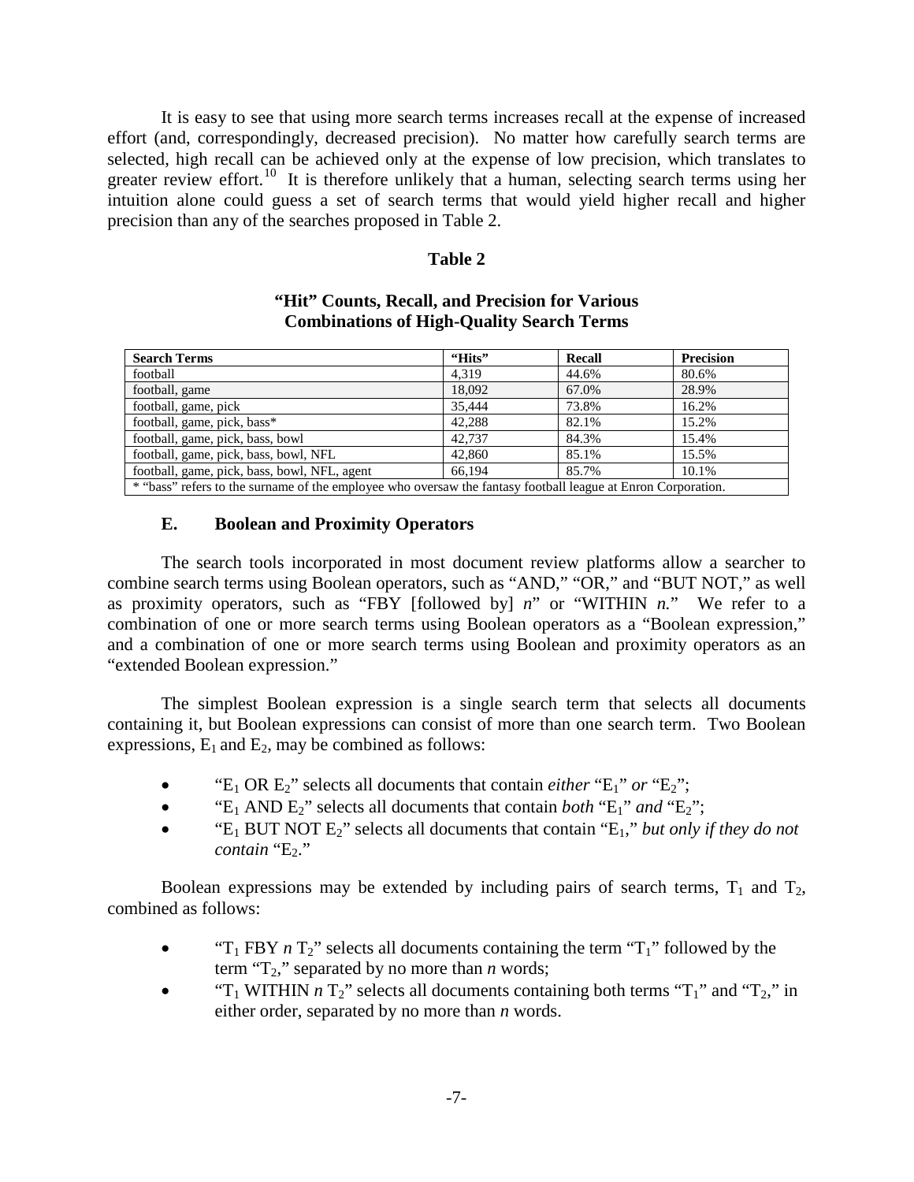It is easy to see that using more search terms increases recall at the expense of increased effort (and, correspondingly, decreased precision). No matter how carefully search terms are selected, high recall can be achieved only at the expense of low precision, which translates to greater review effort.[10] It is therefore unlikely that a human, selecting search terms using her intuition alone could guess a set of search terms that would yield higher recall and higher precision than any of the searches proposed in Table 2.

**Table 2**

**"Hit" Counts, Recall, and Precision for Various Combinations of High-Quality Search Terms**

| Search Terms | "Hits" | Recall | Precision |
|---|---|---|---|
| football | 4,319 | 44.6% | 80.6% |
| football, game | 18,092 | 67.0% | 28.9% |
| football, game, pick | 35,444 | 73.8% | 16.2% |
| football, game, pick, bass* | 42,288 | 82.1% | 15.2% |
| football, game, pick, bass, bowl | 42,737 | 84.3% | 15.4% |
| football, game, pick, bass, bowl, NFL | 42,860 | 85.1% | 15.5% |
| football, game, pick, bass, bowl, NFL, agent | 66,194 | 85.7% | 10.1% |

* "bass" refers to the surname of the employee who oversaw the fantasy football league at Enron Corporation.

### E. Boolean and Proximity Operators

The search tools incorporated in most document review platforms allow a searcher to combine search terms using Boolean operators, such as "AND," "OR," and "BUT NOT," as well as proximity operators, such as "FBY [followed by] *n*" or "WITHIN *n*." We refer to a combination of one or more search terms using Boolean operators as a "Boolean expression," and a combination of one or more search terms using Boolean and proximity operators as an "extended Boolean expression."

The simplest Boolean expression is a single search term that selects all documents containing it, but Boolean expressions can consist of more than one search term. Two Boolean expressions, $E_1$ and $E_2$, may be combined as follows:

- "$E_1$ OR $E_2$" selects all documents that contain *either* "$E_1$" *or* "$E_2$";
- "$E_1$ AND $E_2$" selects all documents that contain *both* "$E_1$" *and* "$E_2$";
- "$E_1$ BUT NOT $E_2$" selects all documents that contain "$E_1$," *but only if they do not contain* "$E_2$."

Boolean expressions may be extended by including pairs of search terms, $T_1$ and $T_2$, combined as follows:

- "$T_1$ FBY *n* $T_2$" selects all documents containing the term "$T_1$" followed by the term "$T_2$," separated by no more than *n* words;
- "$T_1$ WITHIN *n* $T_2$" selects all documents containing both terms "$T_1$" and "$T_2$," in either order, separated by no more than *n* words.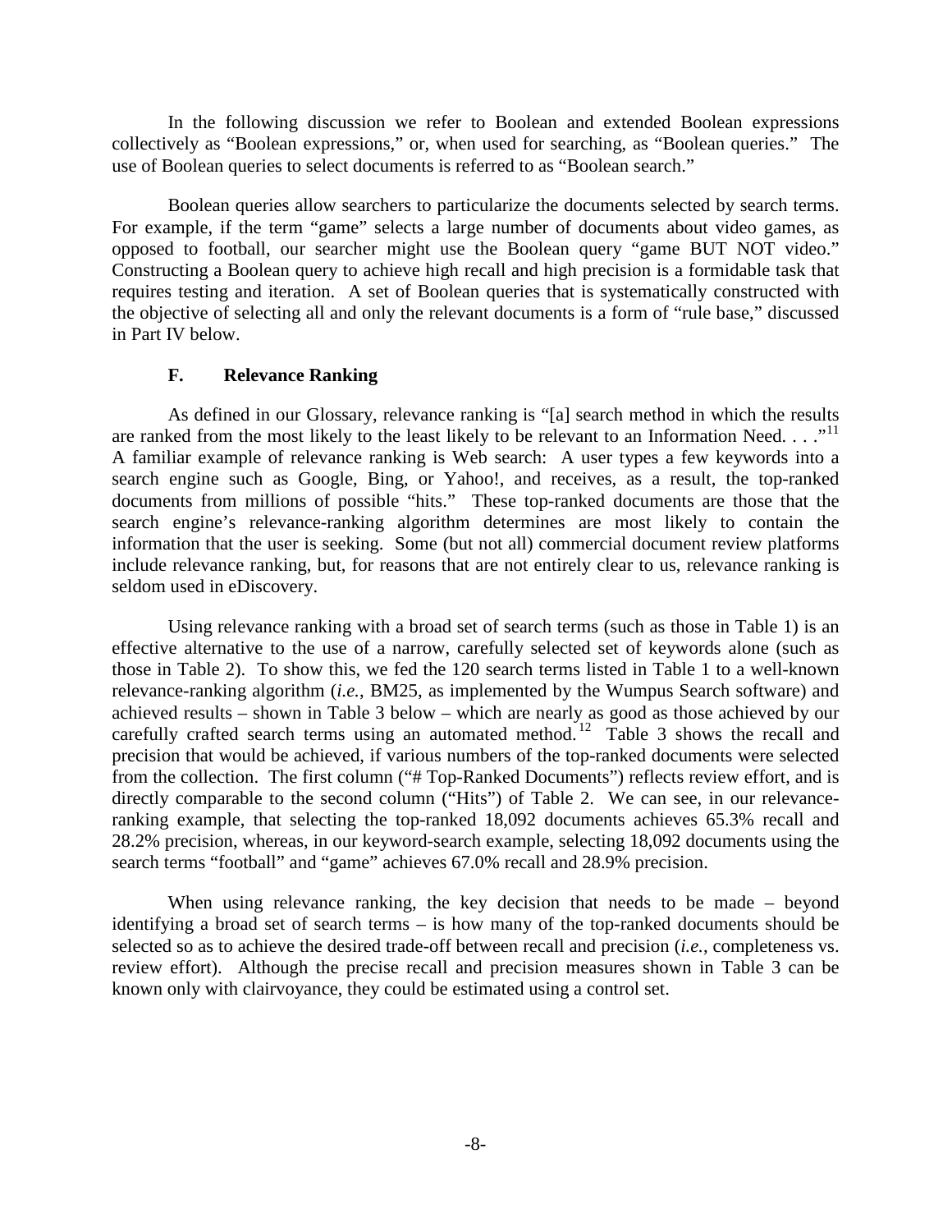In the following discussion we refer to Boolean and extended Boolean expressions collectively as "Boolean expressions," or, when used for searching, as "Boolean queries." The use of Boolean queries to select documents is referred to as "Boolean search."

Boolean queries allow searchers to particularize the documents selected by search terms. For example, if the term "game" selects a large number of documents about video games, as opposed to football, our searcher might use the Boolean query "game BUT NOT video." Constructing a Boolean query to achieve high recall and high precision is a formidable task that requires testing and iteration. A set of Boolean queries that is systematically constructed with the objective of selecting all and only the relevant documents is a form of "rule base," discussed in Part IV below.

### F. Relevance Ranking

As defined in our Glossary, relevance ranking is "[a] search method in which the results are ranked from the most likely to the least likely to be relevant to an Information Need. . . ."[11] A familiar example of relevance ranking is Web search: A user types a few keywords into a search engine such as Google, Bing, or Yahoo!, and receives, as a result, the top-ranked documents from millions of possible "hits." These top-ranked documents are those that the search engine's relevance-ranking algorithm determines are most likely to contain the information that the user is seeking. Some (but not all) commercial document review platforms include relevance ranking, but, for reasons that are not entirely clear to us, relevance ranking is seldom used in eDiscovery.

Using relevance ranking with a broad set of search terms (such as those in Table 1) is an effective alternative to the use of a narrow, carefully selected set of keywords alone (such as those in Table 2). To show this, we fed the 120 search terms listed in Table 1 to a well-known relevance-ranking algorithm (*i.e.*, BM25, as implemented by the Wumpus Search software) and achieved results – shown in Table 3 below – which are nearly as good as those achieved by our carefully crafted search terms using an automated method.[12] Table 3 shows the recall and precision that would be achieved, if various numbers of the top-ranked documents were selected from the collection. The first column ("# Top-Ranked Documents") reflects review effort, and is directly comparable to the second column ("Hits") of Table 2. We can see, in our relevance-ranking example, that selecting the top-ranked 18,092 documents achieves 65.3% recall and 28.2% precision, whereas, in our keyword-search example, selecting 18,092 documents using the search terms "football" and "game" achieves 67.0% recall and 28.9% precision.

When using relevance ranking, the key decision that needs to be made – beyond identifying a broad set of search terms – is how many of the top-ranked documents should be selected so as to achieve the desired trade-off between recall and precision (*i.e.*, completeness vs. review effort). Although the precise recall and precision measures shown in Table 3 can be known only with clairvoyance, they could be estimated using a control set.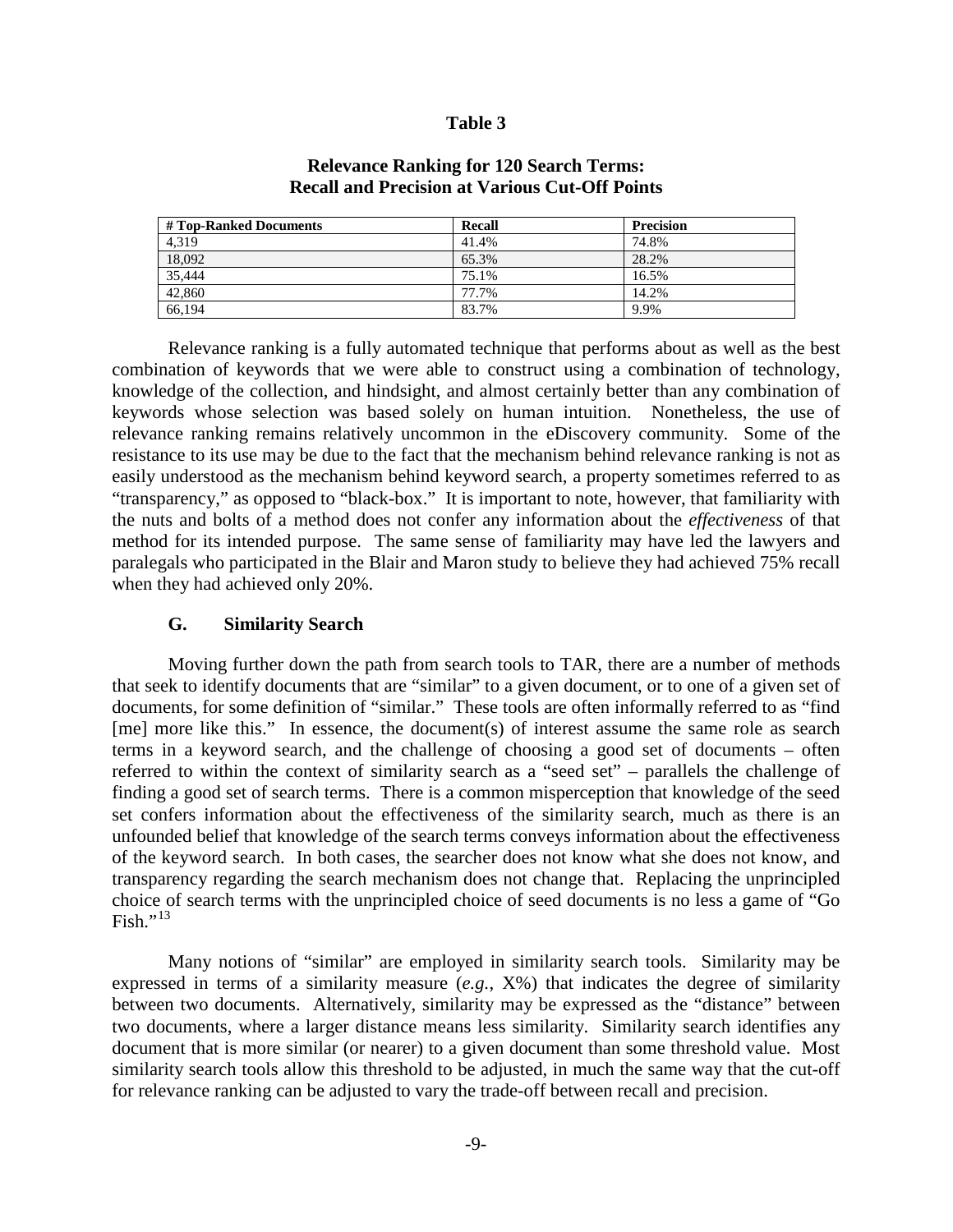**Table 3**

**Relevance Ranking for 120 Search Terms: Recall and Precision at Various Cut-Off Points**

| # Top-Ranked Documents | Recall | Precision |
|---|---|---|
| 4,319 | 41.4% | 74.8% |
| 18,092 | 65.3% | 28.2% |
| 35,444 | 75.1% | 16.5% |
| 42,860 | 77.7% | 14.2% |
| 66,194 | 83.7% | 9.9% |

Relevance ranking is a fully automated technique that performs about as well as the best combination of keywords that we were able to construct using a combination of technology, knowledge of the collection, and hindsight, and almost certainly better than any combination of keywords whose selection was based solely on human intuition. Nonetheless, the use of relevance ranking remains relatively uncommon in the eDiscovery community. Some of the resistance to its use may be due to the fact that the mechanism behind relevance ranking is not as easily understood as the mechanism behind keyword search, a property sometimes referred to as "transparency," as opposed to "black-box." It is important to note, however, that familiarity with the nuts and bolts of a method does not confer any information about the *effectiveness* of that method for its intended purpose. The same sense of familiarity may have led the lawyers and paralegals who participated in the Blair and Maron study to believe they had achieved 75% recall when they had achieved only 20%.

### G. Similarity Search

Moving further down the path from search tools to TAR, there are a number of methods that seek to identify documents that are "similar" to a given document, or to one of a given set of documents, for some definition of "similar." These tools are often informally referred to as "find [me] more like this." In essence, the document(s) of interest assume the same role as search terms in a keyword search, and the challenge of choosing a good set of documents – often referred to within the context of similarity search as a "seed set" – parallels the challenge of finding a good set of search terms. There is a common misperception that knowledge of the seed set confers information about the effectiveness of the similarity search, much as there is an unfounded belief that knowledge of the search terms conveys information about the effectiveness of the keyword search. In both cases, the searcher does not know what she does not know, and transparency regarding the search mechanism does not change that. Replacing the unprincipled choice of search terms with the unprincipled choice of seed documents is no less a game of "Go Fish."[13]

Many notions of "similar" are employed in similarity search tools. Similarity may be expressed in terms of a similarity measure (*e.g.*, X%) that indicates the degree of similarity between two documents. Alternatively, similarity may be expressed as the "distance" between two documents, where a larger distance means less similarity. Similarity search identifies any document that is more similar (or nearer) to a given document than some threshold value. Most similarity search tools allow this threshold to be adjusted, in much the same way that the cut-off for relevance ranking can be adjusted to vary the trade-off between recall and precision.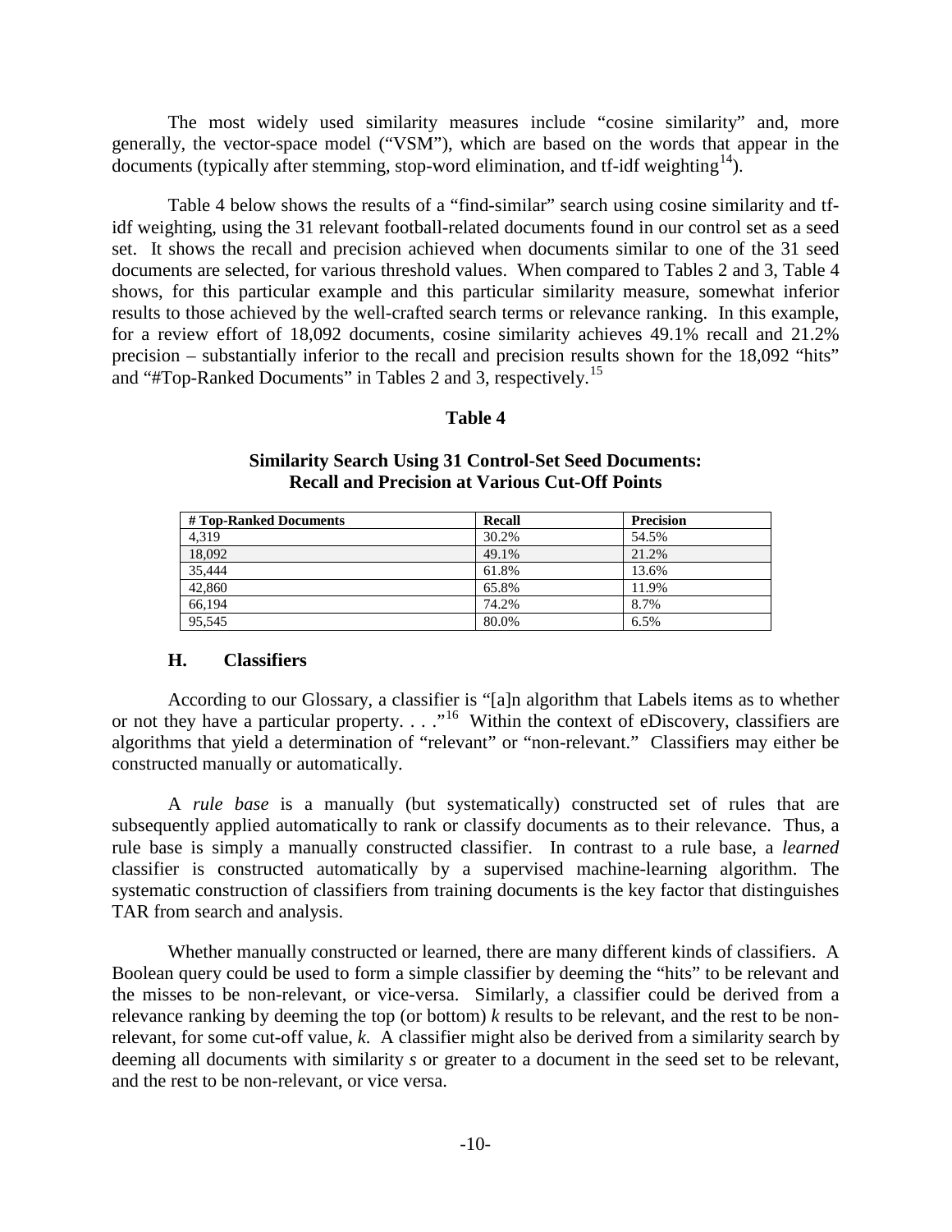The most widely used similarity measures include "cosine similarity" and, more generally, the vector-space model ("VSM"), which are based on the words that appear in the documents (typically after stemming, stop-word elimination, and tf-idf weighting[14]).

Table 4 below shows the results of a "find-similar" search using cosine similarity and tf-idf weighting, using the 31 relevant football-related documents found in our control set as a seed set. It shows the recall and precision achieved when documents similar to one of the 31 seed documents are selected, for various threshold values. When compared to Tables 2 and 3, Table 4 shows, for this particular example and this particular similarity measure, somewhat inferior results to those achieved by the well-crafted search terms or relevance ranking. In this example, for a review effort of 18,092 documents, cosine similarity achieves 49.1% recall and 21.2% precision – substantially inferior to the recall and precision results shown for the 18,092 "hits" and "#Top-Ranked Documents" in Tables 2 and 3, respectively.[15]

**Table 4**

**Similarity Search Using 31 Control-Set Seed Documents: Recall and Precision at Various Cut-Off Points**

| # Top-Ranked Documents | Recall | Precision |
|---|---|---|
| 4,319 | 30.2% | 54.5% |
| 18,092 | 49.1% | 21.2% |
| 35,444 | 61.8% | 13.6% |
| 42,860 | 65.8% | 11.9% |
| 66,194 | 74.2% | 8.7% |
| 95,545 | 80.0% | 6.5% |

### H. Classifiers

According to our Glossary, a classifier is "[a]n algorithm that Labels items as to whether or not they have a particular property. . . ."[16] Within the context of eDiscovery, classifiers are algorithms that yield a determination of "relevant" or "non-relevant." Classifiers may either be constructed manually or automatically.

A *rule base* is a manually (but systematically) constructed set of rules that are subsequently applied automatically to rank or classify documents as to their relevance. Thus, a rule base is simply a manually constructed classifier. In contrast to a rule base, a *learned* classifier is constructed automatically by a supervised machine-learning algorithm. The systematic construction of classifiers from training documents is the key factor that distinguishes TAR from search and analysis.

Whether manually constructed or learned, there are many different kinds of classifiers. A Boolean query could be used to form a simple classifier by deeming the "hits" to be relevant and the misses to be non-relevant, or vice-versa. Similarly, a classifier could be derived from a relevance ranking by deeming the top (or bottom) *k* results to be relevant, and the rest to be non-relevant, for some cut-off value, *k*. A classifier might also be derived from a similarity search by deeming all documents with similarity *s* or greater to a document in the seed set to be relevant, and the rest to be non-relevant, or vice versa.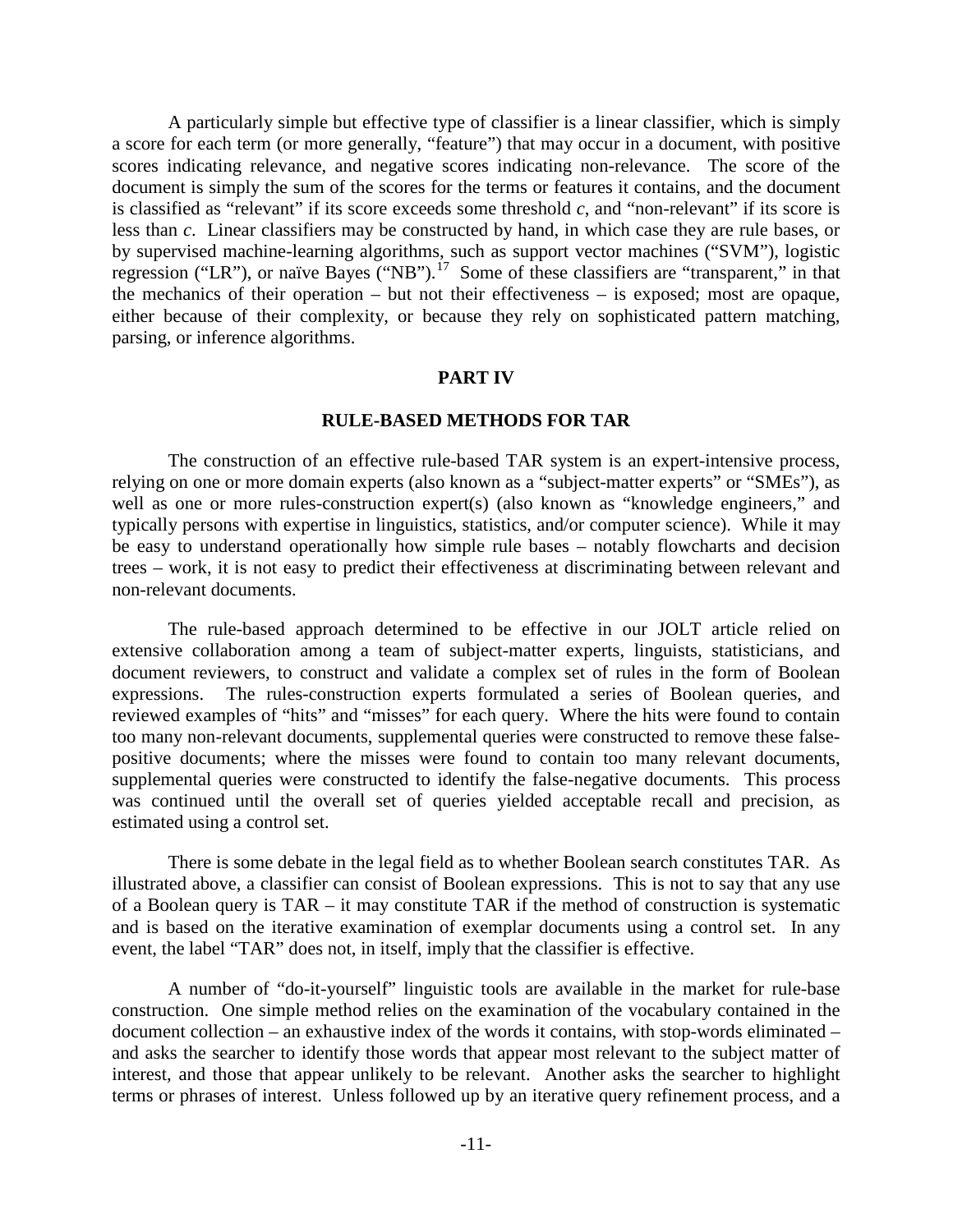A particularly simple but effective type of classifier is a linear classifier, which is simply a score for each term (or more generally, "feature") that may occur in a document, with positive scores indicating relevance, and negative scores indicating non-relevance. The score of the document is simply the sum of the scores for the terms or features it contains, and the document is classified as "relevant" if its score exceeds some threshold $c$, and "non-relevant" if its score is less than $c$. Linear classifiers may be constructed by hand, in which case they are rule bases, or by supervised machine-learning algorithms, such as support vector machines ("SVM"), logistic regression ("LR"), or naïve Bayes ("NB").[17] Some of these classifiers are "transparent," in that the mechanics of their operation – but not their effectiveness – is exposed; most are opaque, either because of their complexity, or because they rely on sophisticated pattern matching, parsing, or inference algorithms.

## PART IV

## RULE-BASED METHODS FOR TAR

The construction of an effective rule-based TAR system is an expert-intensive process, relying on one or more domain experts (also known as a "subject-matter experts" or "SMEs"), as well as one or more rules-construction expert(s) (also known as "knowledge engineers," and typically persons with expertise in linguistics, statistics, and/or computer science). While it may be easy to understand operationally how simple rule bases – notably flowcharts and decision trees – work, it is not easy to predict their effectiveness at discriminating between relevant and non-relevant documents.

The rule-based approach determined to be effective in our JOLT article relied on extensive collaboration among a team of subject-matter experts, linguists, statisticians, and document reviewers, to construct and validate a complex set of rules in the form of Boolean expressions. The rules-construction experts formulated a series of Boolean queries, and reviewed examples of "hits" and "misses" for each query. Where the hits were found to contain too many non-relevant documents, supplemental queries were constructed to remove these false-positive documents; where the misses were found to contain too many relevant documents, supplemental queries were constructed to identify the false-negative documents. This process was continued until the overall set of queries yielded acceptable recall and precision, as estimated using a control set.

There is some debate in the legal field as to whether Boolean search constitutes TAR. As illustrated above, a classifier can consist of Boolean expressions. This is not to say that any use of a Boolean query is TAR – it may constitute TAR if the method of construction is systematic and is based on the iterative examination of exemplar documents using a control set. In any event, the label "TAR" does not, in itself, imply that the classifier is effective.

A number of "do-it-yourself" linguistic tools are available in the market for rule-base construction. One simple method relies on the examination of the vocabulary contained in the document collection – an exhaustive index of the words it contains, with stop-words eliminated – and asks the searcher to identify those words that appear most relevant to the subject matter of interest, and those that appear unlikely to be relevant. Another asks the searcher to highlight terms or phrases of interest. Unless followed up by an iterative query refinement process, and a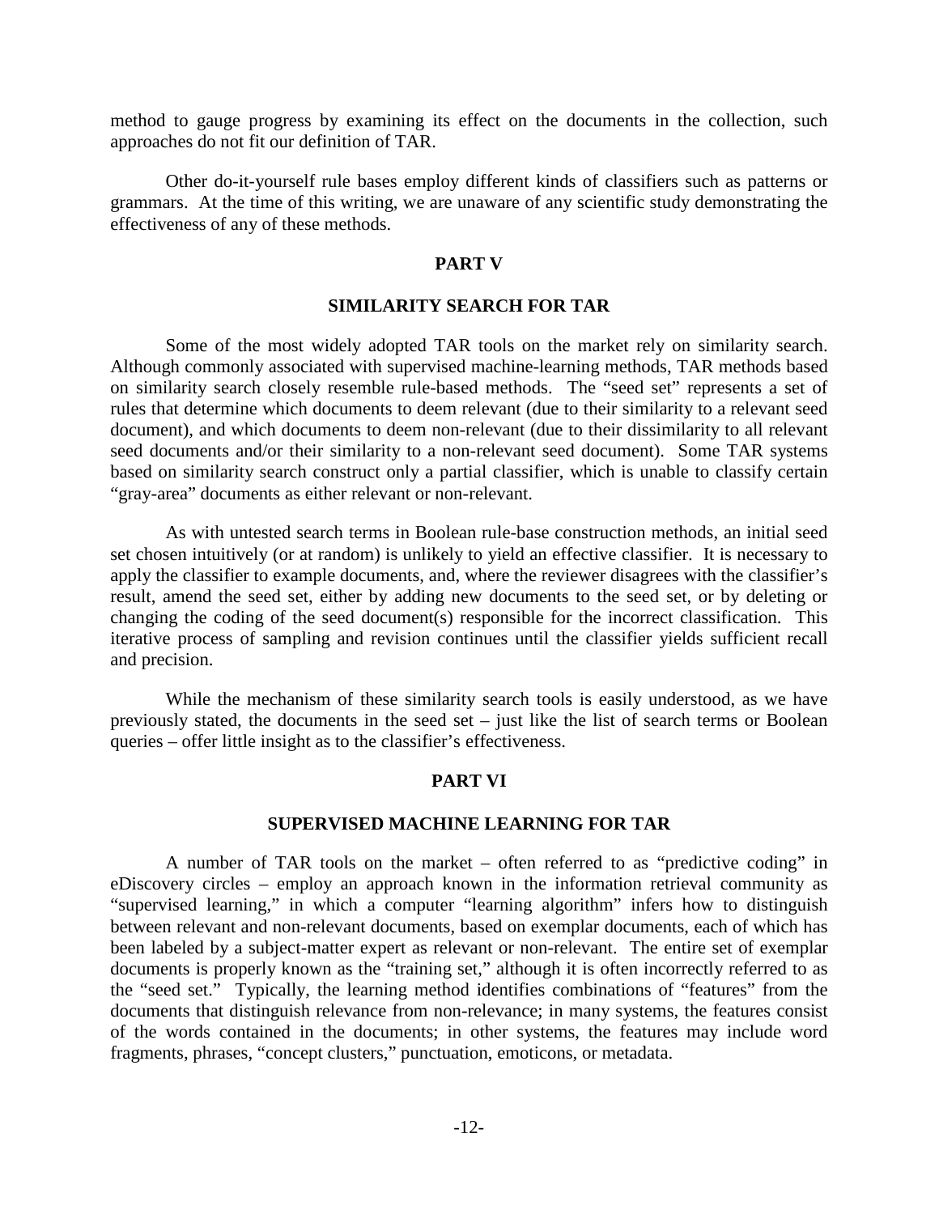method to gauge progress by examining its effect on the documents in the collection, such approaches do not fit our definition of TAR.

Other do-it-yourself rule bases employ different kinds of classifiers such as patterns or grammars. At the time of this writing, we are unaware of any scientific study demonstrating the effectiveness of any of these methods.

## PART V

## SIMILARITY SEARCH FOR TAR

Some of the most widely adopted TAR tools on the market rely on similarity search. Although commonly associated with supervised machine-learning methods, TAR methods based on similarity search closely resemble rule-based methods. The "seed set" represents a set of rules that determine which documents to deem relevant (due to their similarity to a relevant seed document), and which documents to deem non-relevant (due to their dissimilarity to all relevant seed documents and/or their similarity to a non-relevant seed document). Some TAR systems based on similarity search construct only a partial classifier, which is unable to classify certain "gray-area" documents as either relevant or non-relevant.

As with untested search terms in Boolean rule-base construction methods, an initial seed set chosen intuitively (or at random) is unlikely to yield an effective classifier. It is necessary to apply the classifier to example documents, and, where the reviewer disagrees with the classifier's result, amend the seed set, either by adding new documents to the seed set, or by deleting or changing the coding of the seed document(s) responsible for the incorrect classification. This iterative process of sampling and revision continues until the classifier yields sufficient recall and precision.

While the mechanism of these similarity search tools is easily understood, as we have previously stated, the documents in the seed set – just like the list of search terms or Boolean queries – offer little insight as to the classifier's effectiveness.

## PART VI

## SUPERVISED MACHINE LEARNING FOR TAR

A number of TAR tools on the market – often referred to as "predictive coding" in eDiscovery circles – employ an approach known in the information retrieval community as "supervised learning," in which a computer "learning algorithm" infers how to distinguish between relevant and non-relevant documents, based on exemplar documents, each of which has been labeled by a subject-matter expert as relevant or non-relevant. The entire set of exemplar documents is properly known as the "training set," although it is often incorrectly referred to as the "seed set." Typically, the learning method identifies combinations of "features" from the documents that distinguish relevance from non-relevance; in many systems, the features consist of the words contained in the documents; in other systems, the features may include word fragments, phrases, "concept clusters," punctuation, emoticons, or metadata.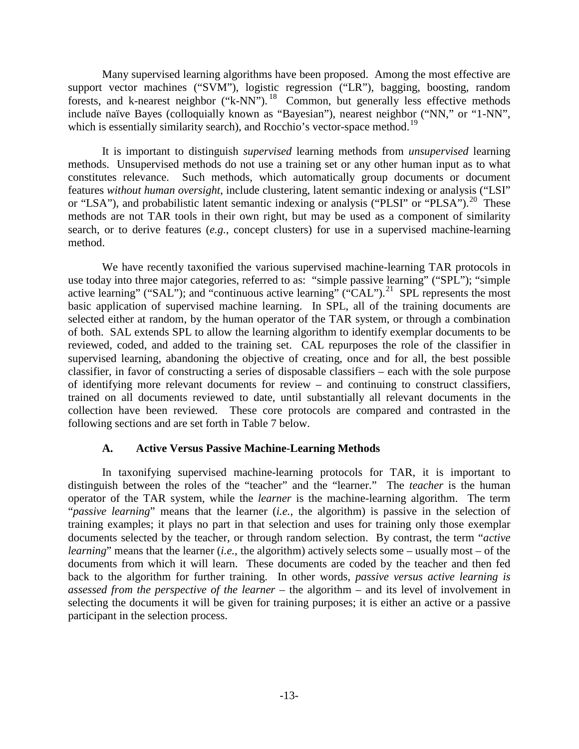Many supervised learning algorithms have been proposed. Among the most effective are support vector machines ("SVM"), logistic regression ("LR"), bagging, boosting, random forests, and k-nearest neighbor ("k-NN").[18] Common, but generally less effective methods include naïve Bayes (colloquially known as "Bayesian"), nearest neighbor ("NN," or "1-NN", which is essentially similarity search), and Rocchio's vector-space method.[19]

It is important to distinguish *supervised* learning methods from *unsupervised* learning methods. Unsupervised methods do not use a training set or any other human input as to what constitutes relevance. Such methods, which automatically group documents or document features *without human oversight*, include clustering, latent semantic indexing or analysis ("LSI" or "LSA"), and probabilistic latent semantic indexing or analysis ("PLSI" or "PLSA").[20] These methods are not TAR tools in their own right, but may be used as a component of similarity search, or to derive features (*e.g.*, concept clusters) for use in a supervised machine-learning method.

We have recently taxonified the various supervised machine-learning TAR protocols in use today into three major categories, referred to as: "simple passive learning" ("SPL"); "simple active learning" ("SAL"); and "continuous active learning" ("CAL").[21] SPL represents the most basic application of supervised machine learning. In SPL, all of the training documents are selected either at random, by the human operator of the TAR system, or through a combination of both. SAL extends SPL to allow the learning algorithm to identify exemplar documents to be reviewed, coded, and added to the training set. CAL repurposes the role of the classifier in supervised learning, abandoning the objective of creating, once and for all, the best possible classifier, in favor of constructing a series of disposable classifiers – each with the sole purpose of identifying more relevant documents for review – and continuing to construct classifiers, trained on all documents reviewed to date, until substantially all relevant documents in the collection have been reviewed. These core protocols are compared and contrasted in the following sections and are set forth in Table 7 below.

### A. Active Versus Passive Machine-Learning Methods

In taxonifying supervised machine-learning protocols for TAR, it is important to distinguish between the roles of the "teacher" and the "learner." The *teacher* is the human operator of the TAR system, while the *learner* is the machine-learning algorithm. The term "*passive learning*" means that the learner (*i.e.*, the algorithm) is passive in the selection of training examples; it plays no part in that selection and uses for training only those exemplar documents selected by the teacher, or through random selection. By contrast, the term "*active learning*" means that the learner (*i.e.*, the algorithm) actively selects some – usually most – of the documents from which it will learn. These documents are coded by the teacher and then fed back to the algorithm for further training. In other words, *passive versus active learning is assessed from the perspective of the learner* – the algorithm – and its level of involvement in selecting the documents it will be given for training purposes; it is either an active or a passive participant in the selection process.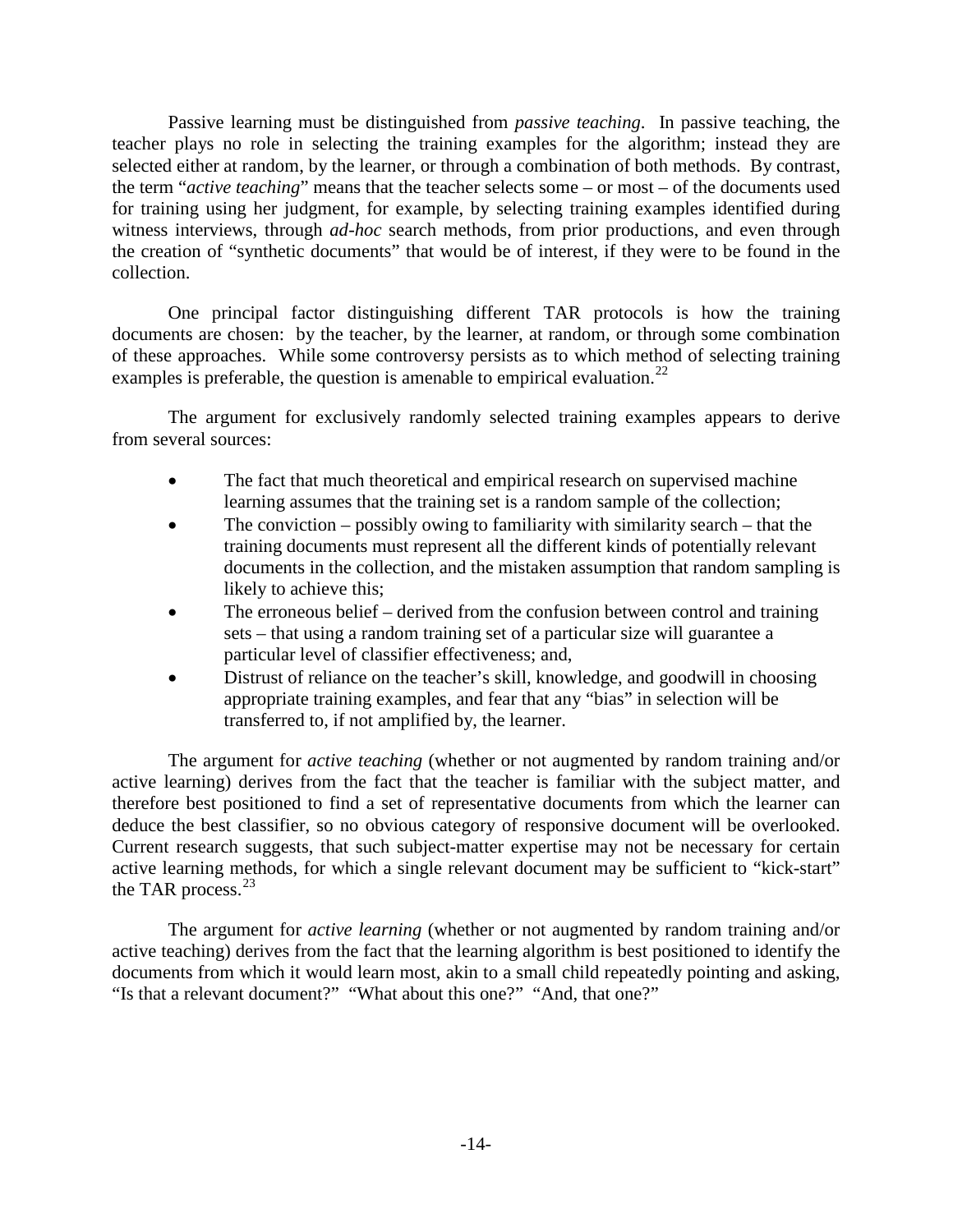Passive learning must be distinguished from *passive teaching*. In passive teaching, the teacher plays no role in selecting the training examples for the algorithm; instead they are selected either at random, by the learner, or through a combination of both methods. By contrast, the term "*active teaching*" means that the teacher selects some – or most – of the documents used for training using her judgment, for example, by selecting training examples identified during witness interviews, through *ad-hoc* search methods, from prior productions, and even through the creation of "synthetic documents" that would be of interest, if they were to be found in the collection.

One principal factor distinguishing different TAR protocols is how the training documents are chosen: by the teacher, by the learner, at random, or through some combination of these approaches. While some controversy persists as to which method of selecting training examples is preferable, the question is amenable to empirical evaluation.[22]

The argument for exclusively randomly selected training examples appears to derive from several sources:

- The fact that much theoretical and empirical research on supervised machine learning assumes that the training set is a random sample of the collection;
- The conviction – possibly owing to familiarity with similarity search – that the training documents must represent all the different kinds of potentially relevant documents in the collection, and the mistaken assumption that random sampling is likely to achieve this;
- The erroneous belief – derived from the confusion between control and training sets – that using a random training set of a particular size will guarantee a particular level of classifier effectiveness; and,
- Distrust of reliance on the teacher's skill, knowledge, and goodwill in choosing appropriate training examples, and fear that any "bias" in selection will be transferred to, if not amplified by, the learner.

The argument for *active teaching* (whether or not augmented by random training and/or active learning) derives from the fact that the teacher is familiar with the subject matter, and therefore best positioned to find a set of representative documents from which the learner can deduce the best classifier, so no obvious category of responsive document will be overlooked. Current research suggests, that such subject-matter expertise may not be necessary for certain active learning methods, for which a single relevant document may be sufficient to "kick-start" the TAR process.[23]

The argument for *active learning* (whether or not augmented by random training and/or active teaching) derives from the fact that the learning algorithm is best positioned to identify the documents from which it would learn most, akin to a small child repeatedly pointing and asking, "Is that a relevant document?" "What about this one?" "And, that one?"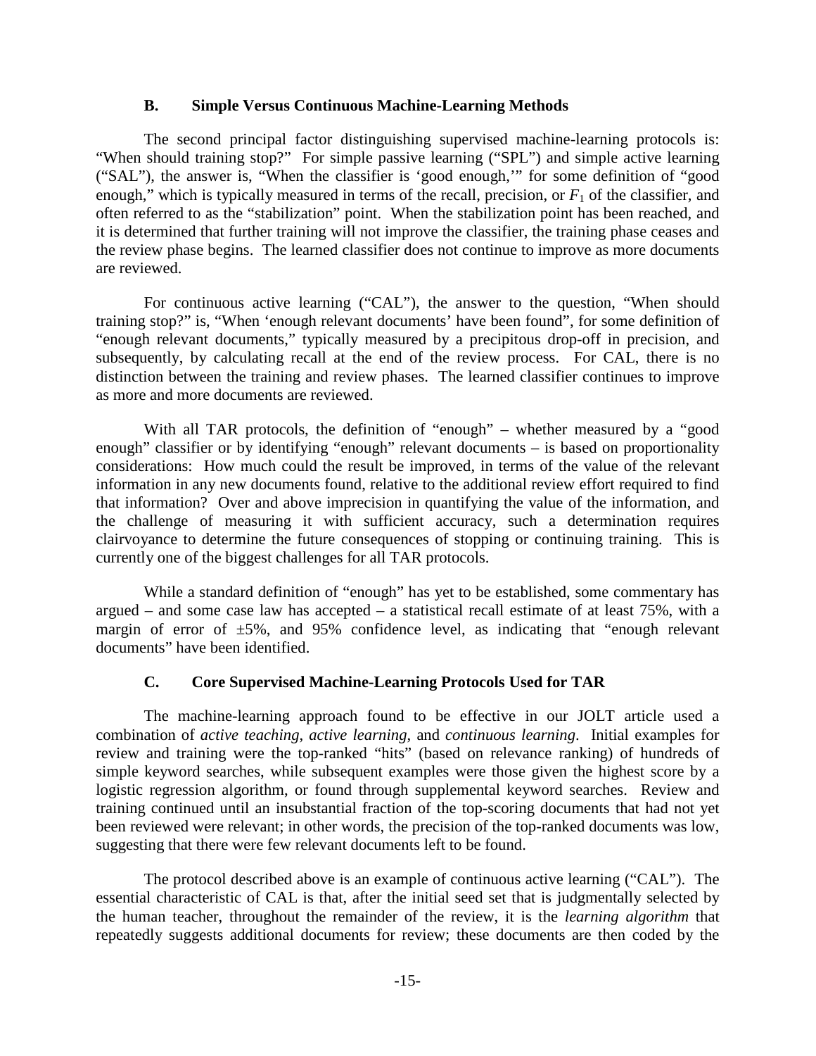### B. Simple Versus Continuous Machine-Learning Methods

The second principal factor distinguishing supervised machine-learning protocols is: "When should training stop?" For simple passive learning ("SPL") and simple active learning ("SAL"), the answer is, "When the classifier is 'good enough,'" for some definition of "good enough," which is typically measured in terms of the recall, precision, or $F_1$ of the classifier, and often referred to as the "stabilization" point. When the stabilization point has been reached, and it is determined that further training will not improve the classifier, the training phase ceases and the review phase begins. The learned classifier does not continue to improve as more documents are reviewed.

For continuous active learning ("CAL"), the answer to the question, "When should training stop?" is, "When 'enough relevant documents' have been found", for some definition of "enough relevant documents," typically measured by a precipitous drop-off in precision, and subsequently, by calculating recall at the end of the review process. For CAL, there is no distinction between the training and review phases. The learned classifier continues to improve as more and more documents are reviewed.

With all TAR protocols, the definition of "enough" – whether measured by a "good enough" classifier or by identifying "enough" relevant documents – is based on proportionality considerations: How much could the result be improved, in terms of the value of the relevant information in any new documents found, relative to the additional review effort required to find that information? Over and above imprecision in quantifying the value of the information, and the challenge of measuring it with sufficient accuracy, such a determination requires clairvoyance to determine the future consequences of stopping or continuing training. This is currently one of the biggest challenges for all TAR protocols.

While a standard definition of "enough" has yet to be established, some commentary has argued – and some case law has accepted – a statistical recall estimate of at least 75%, with a margin of error of ±5%, and 95% confidence level, as indicating that "enough relevant documents" have been identified.

### C. Core Supervised Machine-Learning Protocols Used for TAR

The machine-learning approach found to be effective in our JOLT article used a combination of *active teaching*, *active learning*, and *continuous learning*. Initial examples for review and training were the top-ranked "hits" (based on relevance ranking) of hundreds of simple keyword searches, while subsequent examples were those given the highest score by a logistic regression algorithm, or found through supplemental keyword searches. Review and training continued until an insubstantial fraction of the top-scoring documents that had not yet been reviewed were relevant; in other words, the precision of the top-ranked documents was low, suggesting that there were few relevant documents left to be found.

The protocol described above is an example of continuous active learning ("CAL"). The essential characteristic of CAL is that, after the initial seed set that is judgmentally selected by the human teacher, throughout the remainder of the review, it is the *learning algorithm* that repeatedly suggests additional documents for review; these documents are then coded by the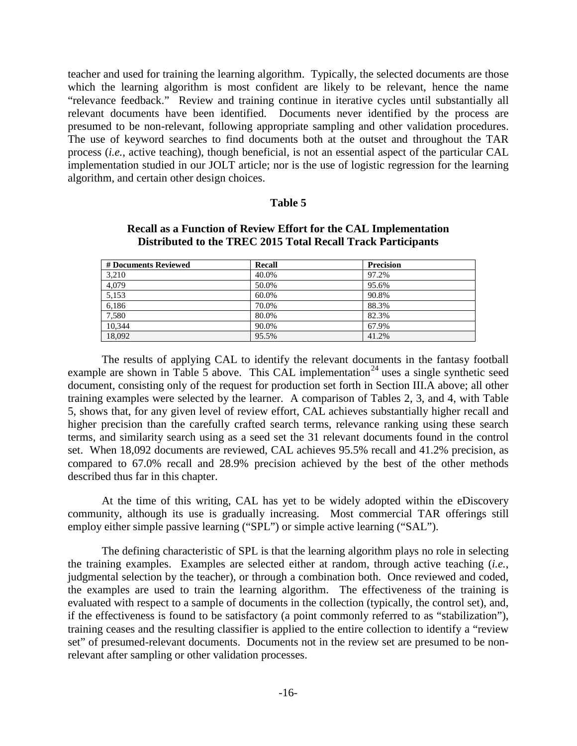teacher and used for training the learning algorithm. Typically, the selected documents are those which the learning algorithm is most confident are likely to be relevant, hence the name "relevance feedback." Review and training continue in iterative cycles until substantially all relevant documents have been identified. Documents never identified by the process are presumed to be non-relevant, following appropriate sampling and other validation procedures. The use of keyword searches to find documents both at the outset and throughout the TAR process (*i.e.*, active teaching), though beneficial, is not an essential aspect of the particular CAL implementation studied in our JOLT article; nor is the use of logistic regression for the learning algorithm, and certain other design choices.

**Table 5**

**Recall as a Function of Review Effort for the CAL Implementation Distributed to the TREC 2015 Total Recall Track Participants**

| # Documents Reviewed | Recall | Precision |
|---|---|---|
| 3,210 | 40.0% | 97.2% |
| 4,079 | 50.0% | 95.6% |
| 5,153 | 60.0% | 90.8% |
| 6,186 | 70.0% | 88.3% |
| 7,580 | 80.0% | 82.3% |
| 10,344 | 90.0% | 67.9% |
| 18,092 | 95.5% | 41.2% |

The results of applying CAL to identify the relevant documents in the fantasy football example are shown in Table 5 above. This CAL implementation[24] uses a single synthetic seed document, consisting only of the request for production set forth in Section III.A above; all other training examples were selected by the learner. A comparison of Tables 2, 3, and 4, with Table 5, shows that, for any given level of review effort, CAL achieves substantially higher recall and higher precision than the carefully crafted search terms, relevance ranking using these search terms, and similarity search using as a seed set the 31 relevant documents found in the control set. When 18,092 documents are reviewed, CAL achieves 95.5% recall and 41.2% precision, as compared to 67.0% recall and 28.9% precision achieved by the best of the other methods described thus far in this chapter.

At the time of this writing, CAL has yet to be widely adopted within the eDiscovery community, although its use is gradually increasing. Most commercial TAR offerings still employ either simple passive learning ("SPL") or simple active learning ("SAL").

The defining characteristic of SPL is that the learning algorithm plays no role in selecting the training examples. Examples are selected either at random, through active teaching (*i.e.*, judgmental selection by the teacher), or through a combination both. Once reviewed and coded, the examples are used to train the learning algorithm. The effectiveness of the training is evaluated with respect to a sample of documents in the collection (typically, the control set), and, if the effectiveness is found to be satisfactory (a point commonly referred to as "stabilization"), training ceases and the resulting classifier is applied to the entire collection to identify a "review set" of presumed-relevant documents. Documents not in the review set are presumed to be non-relevant after sampling or other validation processes.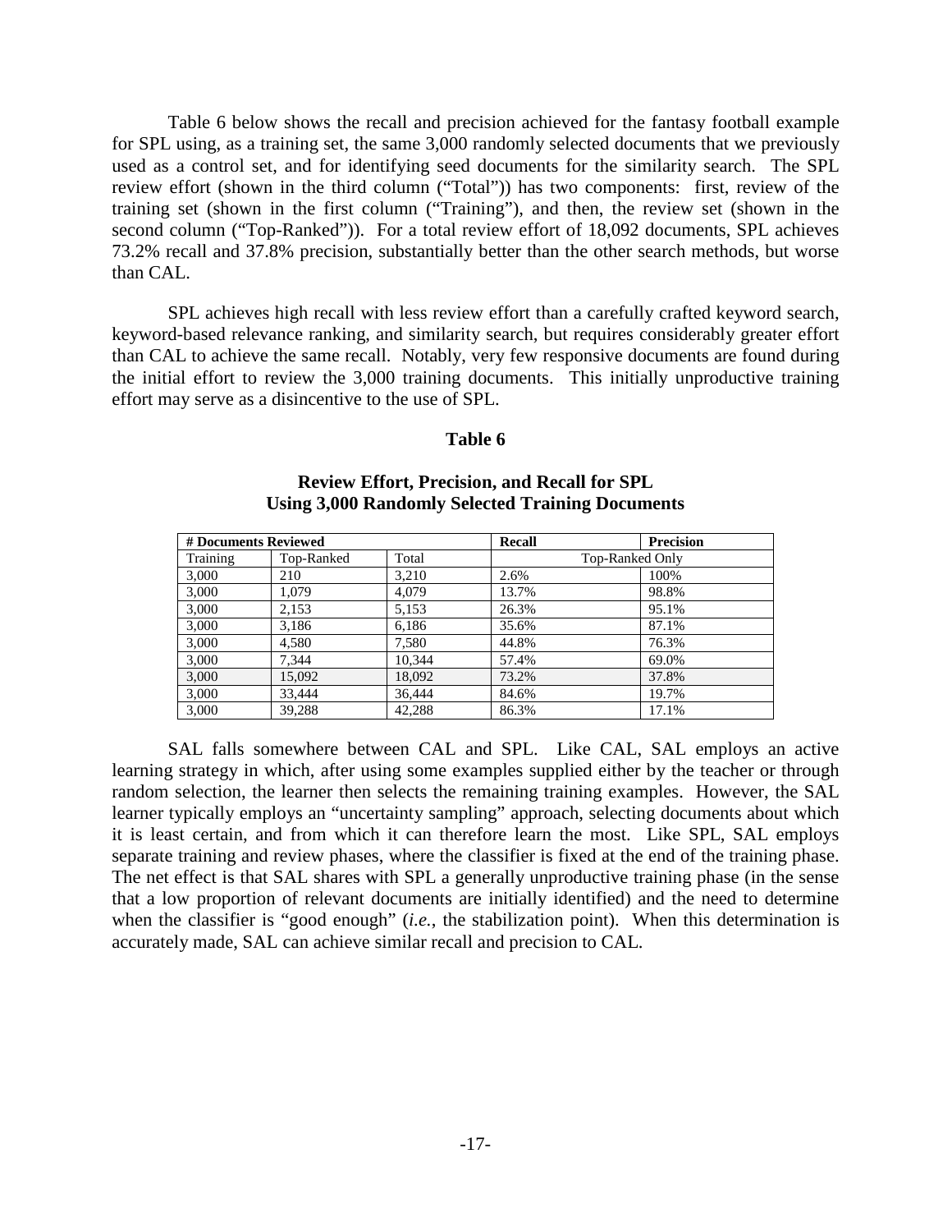Table 6 below shows the recall and precision achieved for the fantasy football example for SPL using, as a training set, the same 3,000 randomly selected documents that we previously used as a control set, and for identifying seed documents for the similarity search. The SPL review effort (shown in the third column ("Total")) has two components: first, review of the training set (shown in the first column ("Training"), and then, the review set (shown in the second column ("Top-Ranked")). For a total review effort of 18,092 documents, SPL achieves 73.2% recall and 37.8% precision, substantially better than the other search methods, but worse than CAL.

SPL achieves high recall with less review effort than a carefully crafted keyword search, keyword-based relevance ranking, and similarity search, but requires considerably greater effort than CAL to achieve the same recall. Notably, very few responsive documents are found during the initial effort to review the 3,000 training documents. This initially unproductive training effort may serve as a disincentive to the use of SPL.

**Table 6**

**Review Effort, Precision, and Recall for SPL**
**Using 3,000 Randomly Selected Training Documents**

| **# Documents Reviewed** | | | **Recall** | **Precision** |
|---|---|---|---|---|
| Training | Top-Ranked | Total | Top-Ranked Only | |
| 3,000 | 210 | 3,210 | 2.6% | 100% |
| 3,000 | 1,079 | 4,079 | 13.7% | 98.8% |
| 3,000 | 2,153 | 5,153 | 26.3% | 95.1% |
| 3,000 | 3,186 | 6,186 | 35.6% | 87.1% |
| 3,000 | 4,580 | 7,580 | 44.8% | 76.3% |
| 3,000 | 7,344 | 10,344 | 57.4% | 69.0% |
| 3,000 | 15,092 | 18,092 | 73.2% | 37.8% |
| 3,000 | 33,444 | 36,444 | 84.6% | 19.7% |
| 3,000 | 39,288 | 42,288 | 86.3% | 17.1% |

SAL falls somewhere between CAL and SPL. Like CAL, SAL employs an active learning strategy in which, after using some examples supplied either by the teacher or through random selection, the learner then selects the remaining training examples. However, the SAL learner typically employs an "uncertainty sampling" approach, selecting documents about which it is least certain, and from which it can therefore learn the most. Like SPL, SAL employs separate training and review phases, where the classifier is fixed at the end of the training phase. The net effect is that SAL shares with SPL a generally unproductive training phase (in the sense that a low proportion of relevant documents are initially identified) and the need to determine when the classifier is "good enough" (*i.e.*, the stabilization point). When this determination is accurately made, SAL can achieve similar recall and precision to CAL.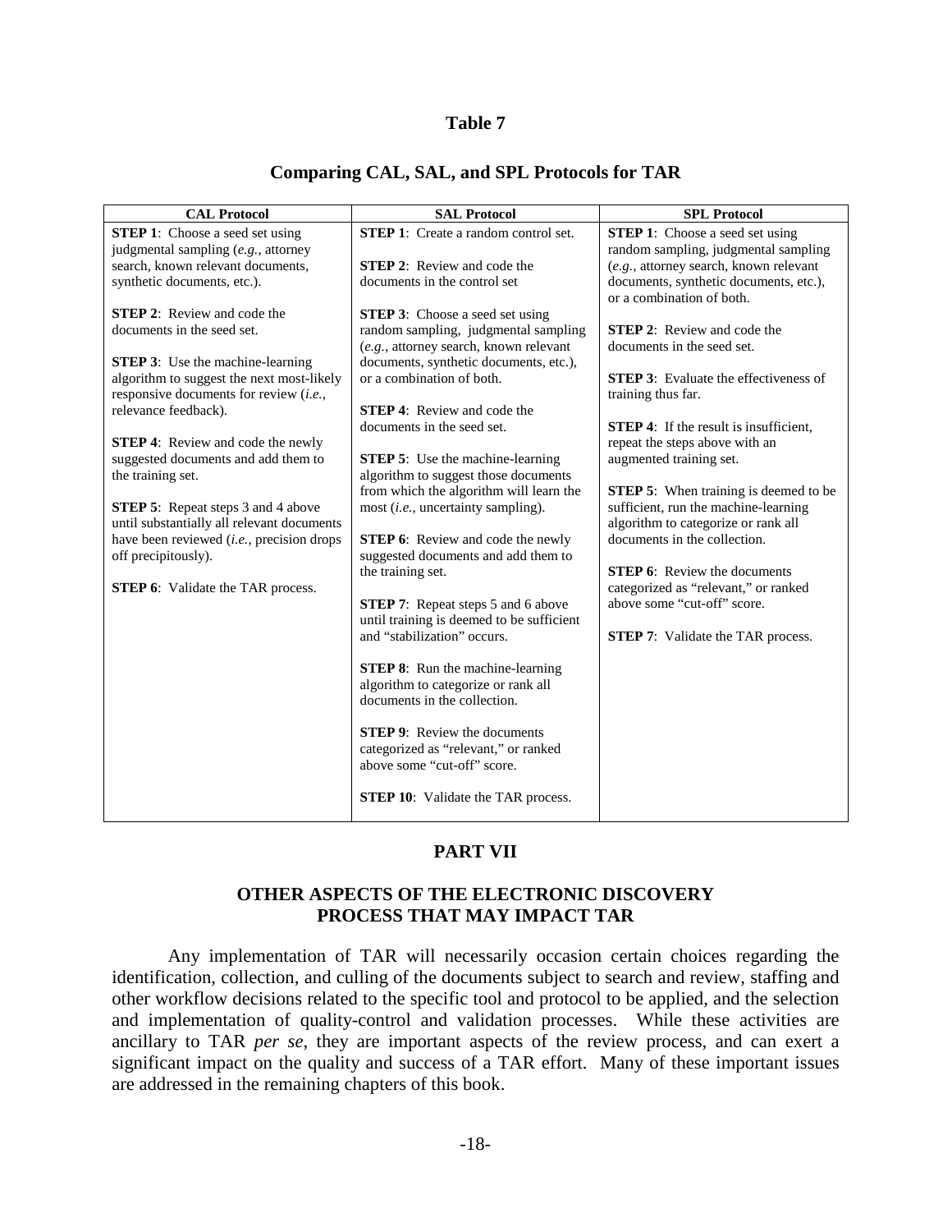## Table 7

## Comparing CAL, SAL, and SPL Protocols for TAR

| CAL Protocol | SAL Protocol | SPL Protocol |
|---|---|---|
| **STEP 1**: Choose a seed set using judgmental sampling (*e.g.*, attorney search, known relevant documents, synthetic documents, etc.).<br><br>**STEP 2**: Review and code the documents in the seed set.<br><br>**STEP 3**: Use the machine-learning algorithm to suggest the next most-likely responsive documents for review (*i.e.*, relevance feedback).<br><br>**STEP 4**: Review and code the newly suggested documents and add them to the training set.<br><br>**STEP 5**: Repeat steps 3 and 4 above until substantially all relevant documents have been reviewed (*i.e.*, precision drops off precipitously).<br><br>**STEP 6**: Validate the TAR process. | **STEP 1**: Create a random control set.<br><br>**STEP 2**: Review and code the documents in the control set<br><br>**STEP 3**: Choose a seed set using random sampling, judgmental sampling (*e.g.*, attorney search, known relevant documents, synthetic documents, etc.), or a combination of both.<br><br>**STEP 4**: Review and code the documents in the seed set.<br><br>**STEP 5**: Use the machine-learning algorithm to suggest those documents from which the algorithm will learn the most (*i.e.*, uncertainty sampling).<br><br>**STEP 6**: Review and code the newly suggested documents and add them to the training set.<br><br>**STEP 7**: Repeat steps 5 and 6 above until training is deemed to be sufficient and "stabilization" occurs.<br><br>**STEP 8**: Run the machine-learning algorithm to categorize or rank all documents in the collection.<br><br>**STEP 9**: Review the documents categorized as "relevant," or ranked above some "cut-off" score.<br><br>**STEP 10**: Validate the TAR process. | **STEP 1**: Choose a seed set using random sampling, judgmental sampling (*e.g.*, attorney search, known relevant documents, synthetic documents, etc.), or a combination of both.<br><br>**STEP 2**: Review and code the documents in the seed set.<br><br>**STEP 3**: Evaluate the effectiveness of training thus far.<br><br>**STEP 4**: If the result is insufficient, repeat the steps above with an augmented training set.<br><br>**STEP 5**: When training is deemed to be sufficient, run the machine-learning algorithm to categorize or rank all documents in the collection.<br><br>**STEP 6**: Review the documents categorized as "relevant," or ranked above some "cut-off" score.<br><br>**STEP 7**: Validate the TAR process. |

# PART VII

## OTHER ASPECTS OF THE ELECTRONIC DISCOVERY PROCESS THAT MAY IMPACT TAR

Any implementation of TAR will necessarily occasion certain choices regarding the identification, collection, and culling of the documents subject to search and review, staffing and other workflow decisions related to the specific tool and protocol to be applied, and the selection and implementation of quality-control and validation processes. While these activities are ancillary to TAR *per se*, they are important aspects of the review process, and can exert a significant impact on the quality and success of a TAR effort. Many of these important issues are addressed in the remaining chapters of this book.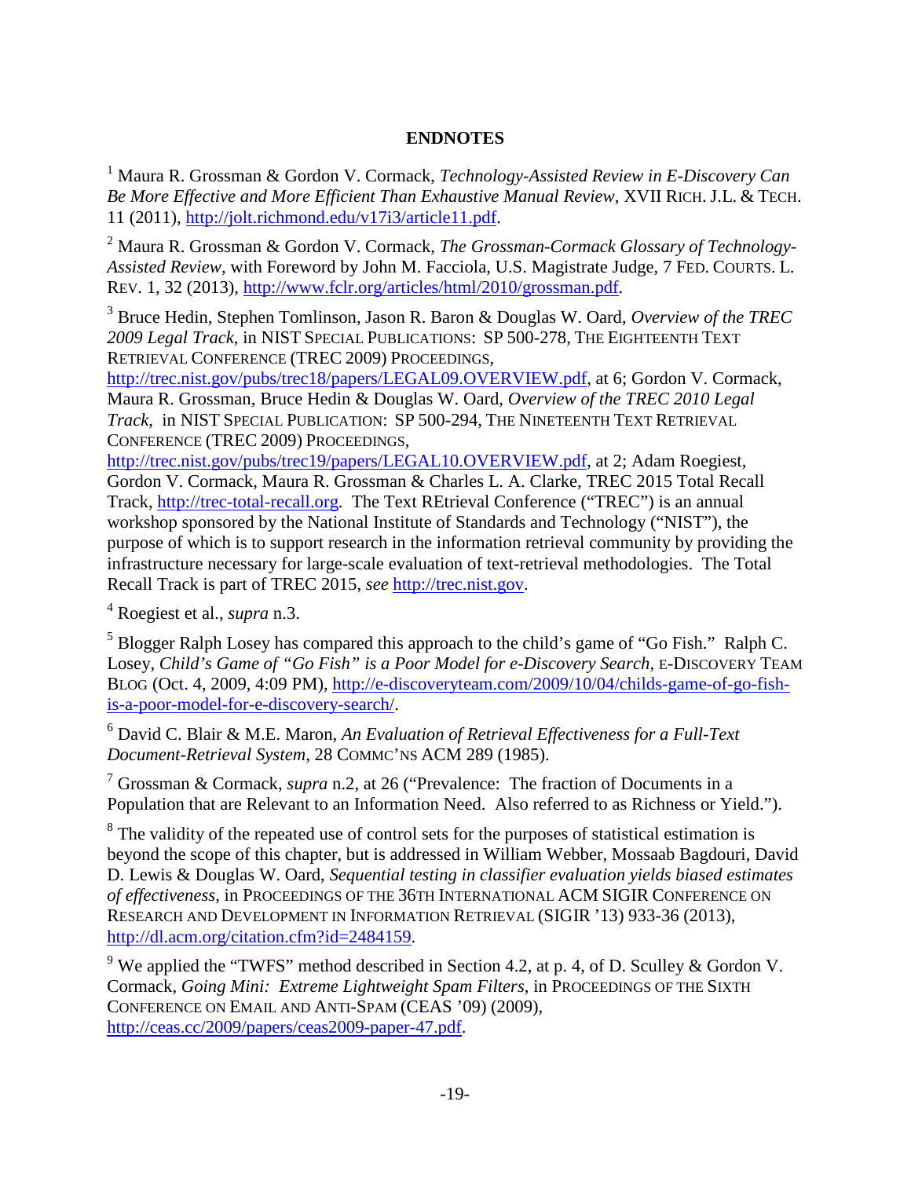**ENDNOTES**

[1] Maura R. Grossman & Gordon V. Cormack, *Technology-Assisted Review in E-Discovery Can Be More Effective and More Efficient Than Exhaustive Manual Review*, XVII RICH. J.L. & TECH. 11 (2011), http://jolt.richmond.edu/v17i3/article11.pdf.

[2] Maura R. Grossman & Gordon V. Cormack, *The Grossman-Cormack Glossary of Technology-Assisted Review*, with Foreword by John M. Facciola, U.S. Magistrate Judge, 7 FED. COURTS. L. REV. 1, 32 (2013), http://www.fclr.org/articles/html/2010/grossman.pdf.

[3] Bruce Hedin, Stephen Tomlinson, Jason R. Baron & Douglas W. Oard, *Overview of the TREC 2009 Legal Track*, in NIST SPECIAL PUBLICATIONS: SP 500-278, THE EIGHTEENTH TEXT RETRIEVAL CONFERENCE (TREC 2009) PROCEEDINGS, http://trec.nist.gov/pubs/trec18/papers/LEGAL09.OVERVIEW.pdf, at 6; Gordon V. Cormack, Maura R. Grossman, Bruce Hedin & Douglas W. Oard, *Overview of the TREC 2010 Legal Track*, in NIST SPECIAL PUBLICATION: SP 500-294, THE NINETEENTH TEXT RETRIEVAL CONFERENCE (TREC 2009) PROCEEDINGS, http://trec.nist.gov/pubs/trec19/papers/LEGAL10.OVERVIEW.pdf, at 2; Adam Roegiest, Gordon V. Cormack, Maura R. Grossman & Charles L. A. Clarke, TREC 2015 Total Recall Track, http://trec-total-recall.org. The Text REtrieval Conference ("TREC") is an annual workshop sponsored by the National Institute of Standards and Technology ("NIST"), the purpose of which is to support research in the information retrieval community by providing the infrastructure necessary for large-scale evaluation of text-retrieval methodologies. The Total Recall Track is part of TREC 2015, *see* http://trec.nist.gov.

[4] Roegiest et al., *supra* n.3.

[5] Blogger Ralph Losey has compared this approach to the child's game of "Go Fish." Ralph C. Losey, *Child's Game of "Go Fish" is a Poor Model for e-Discovery Search*, E-DISCOVERY TEAM BLOG (Oct. 4, 2009, 4:09 PM), http://e-discoveryteam.com/2009/10/04/childs-game-of-go-fish-is-a-poor-model-for-e-discovery-search/.

[6] David C. Blair & M.E. Maron, *An Evaluation of Retrieval Effectiveness for a Full-Text Document-Retrieval System*, 28 COMMC'NS ACM 289 (1985).

[7] Grossman & Cormack, *supra* n.2, at 26 ("Prevalence: The fraction of Documents in a Population that are Relevant to an Information Need. Also referred to as Richness or Yield.").

[8] The validity of the repeated use of control sets for the purposes of statistical estimation is beyond the scope of this chapter, but is addressed in William Webber, Mossaab Bagdouri, David D. Lewis & Douglas W. Oard, *Sequential testing in classifier evaluation yields biased estimates of effectiveness*, in PROCEEDINGS OF THE 36TH INTERNATIONAL ACM SIGIR CONFERENCE ON RESEARCH AND DEVELOPMENT IN INFORMATION RETRIEVAL (SIGIR '13) 933-36 (2013), http://dl.acm.org/citation.cfm?id=2484159.

[9] We applied the "TWFS" method described in Section 4.2, at p. 4, of D. Sculley & Gordon V. Cormack, *Going Mini: Extreme Lightweight Spam Filters*, in PROCEEDINGS OF THE SIXTH CONFERENCE ON EMAIL AND ANTI-SPAM (CEAS '09) (2009), http://ceas.cc/2009/papers/ceas2009-paper-47.pdf.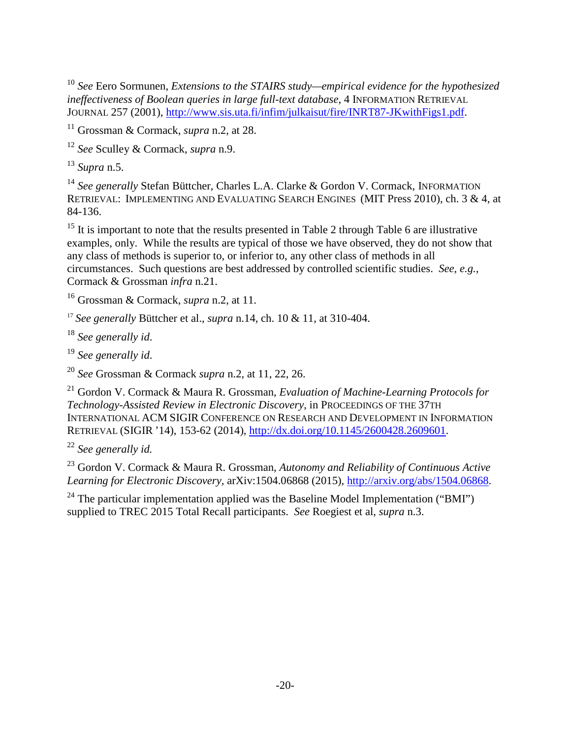[10] *See* Eero Sormunen, *Extensions to the STAIRS study—empirical evidence for the hypothesized ineffectiveness of Boolean queries in large full-text database*, 4 INFORMATION RETRIEVAL JOURNAL 257 (2001), http://www.sis.uta.fi/infim/julkaisut/fire/INRT87-JKwithFigs1.pdf.

[11] Grossman & Cormack, *supra* n.2, at 28.

[12] *See* Sculley & Cormack, *supra* n.9.

[13] *Supra* n.5.

[14] *See generally* Stefan Büttcher, Charles L.A. Clarke & Gordon V. Cormack, INFORMATION RETRIEVAL: IMPLEMENTING AND EVALUATING SEARCH ENGINES (MIT Press 2010), ch. 3 & 4, at 84-136.

[15] It is important to note that the results presented in Table 2 through Table 6 are illustrative examples, only. While the results are typical of those we have observed, they do not show that any class of methods is superior to, or inferior to, any other class of methods in all circumstances. Such questions are best addressed by controlled scientific studies. *See*, *e.g.*, Cormack & Grossman *infra* n.21.

[16] Grossman & Cormack, *supra* n.2, at 11.

[17] *See generally* Büttcher et al., *supra* n.14, ch. 10 & 11, at 310-404.

[18] *See generally id*.

[19] *See generally id*.

[20] *See* Grossman & Cormack *supra* n.2, at 11, 22, 26.

[21] Gordon V. Cormack & Maura R. Grossman, *Evaluation of Machine-Learning Protocols for Technology-Assisted Review in Electronic Discovery*, in PROCEEDINGS OF THE 37TH INTERNATIONAL ACM SIGIR CONFERENCE ON RESEARCH AND DEVELOPMENT IN INFORMATION RETRIEVAL (SIGIR '14), 153-62 (2014), http://dx.doi.org/10.1145/2600428.2609601.

[22] *See generally id.*

[23] Gordon V. Cormack & Maura R. Grossman, *Autonomy and Reliability of Continuous Active Learning for Electronic Discovery*, arXiv:1504.06868 (2015), http://arxiv.org/abs/1504.06868.

[24] The particular implementation applied was the Baseline Model Implementation ("BMI") supplied to TREC 2015 Total Recall participants. *See* Roegiest et al, *supra* n.3.